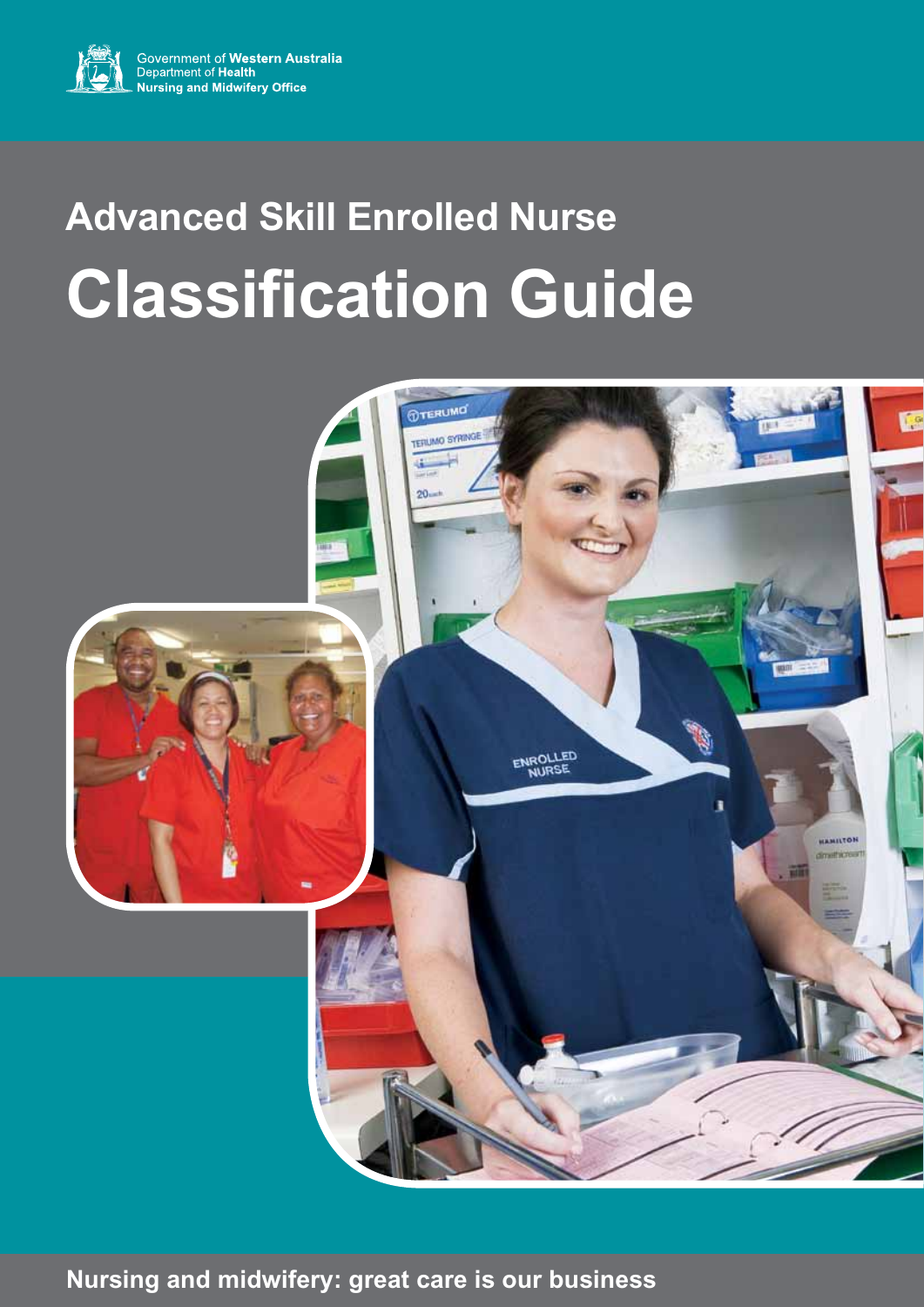Government of **Western Australia**
Department of **Health**
**Nursing and Midwifery Office**

## Advanced Skill Enrolled Nurse

# Classification Guide

**Nursing and midwifery: great care is our business**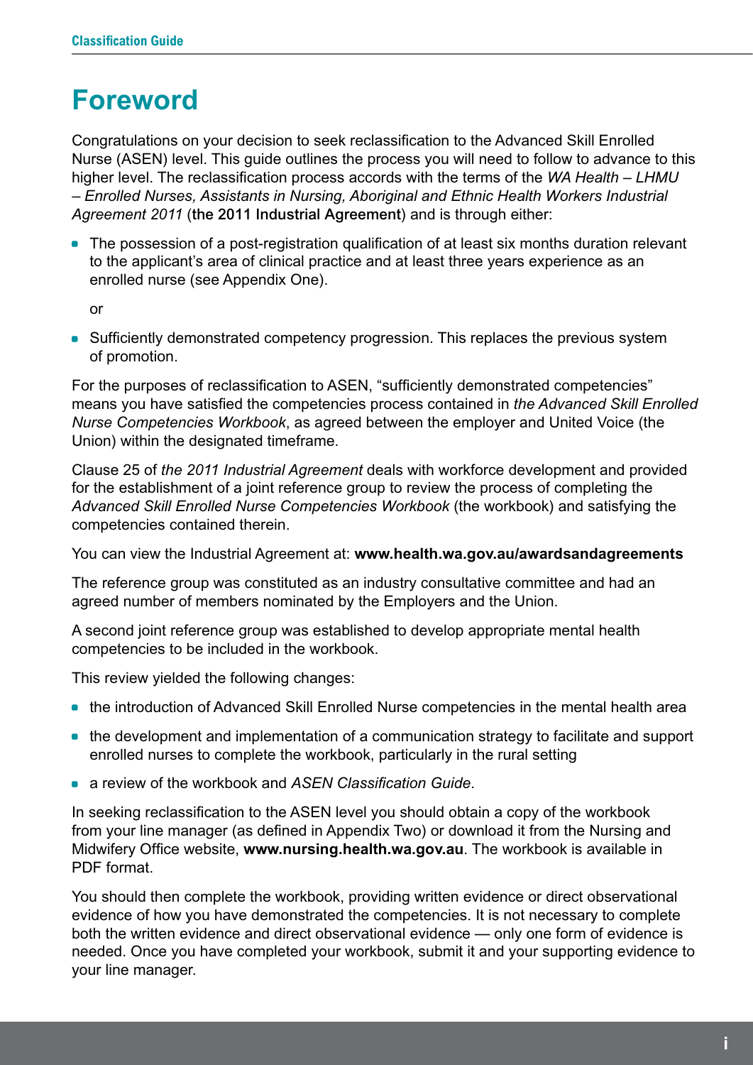# Foreword

Congratulations on your decision to seek reclassification to the Advanced Skill Enrolled Nurse (ASEN) level. This guide outlines the process you will need to follow to advance to this higher level. The reclassification process accords with the terms of the *WA Health – LHMU – Enrolled Nurses, Assistants in Nursing, Aboriginal and Ethnic Health Workers Industrial Agreement 2011* (**the 2011 Industrial Agreement**) and is through either:

- The possession of a post-registration qualification of at least six months duration relevant to the applicant's area of clinical practice and at least three years experience as an enrolled nurse (see Appendix One).

  or

- Sufficiently demonstrated competency progression. This replaces the previous system of promotion.

For the purposes of reclassification to ASEN, "sufficiently demonstrated competencies" means you have satisfied the competencies process contained in *the Advanced Skill Enrolled Nurse Competencies Workbook*, as agreed between the employer and United Voice (the Union) within the designated timeframe.

Clause 25 of *the 2011 Industrial Agreement* deals with workforce development and provided for the establishment of a joint reference group to review the process of completing the *Advanced Skill Enrolled Nurse Competencies Workbook* (the workbook) and satisfying the competencies contained therein.

You can view the Industrial Agreement at: **www.health.wa.gov.au/awardsandagreements**

The reference group was constituted as an industry consultative committee and had an agreed number of members nominated by the Employers and the Union.

A second joint reference group was established to develop appropriate mental health competencies to be included in the workbook.

This review yielded the following changes:

- the introduction of Advanced Skill Enrolled Nurse competencies in the mental health area
- the development and implementation of a communication strategy to facilitate and support enrolled nurses to complete the workbook, particularly in the rural setting
- a review of the workbook and *ASEN Classification Guide*.

In seeking reclassification to the ASEN level you should obtain a copy of the workbook from your line manager (as defined in Appendix Two) or download it from the Nursing and Midwifery Office website, **www.nursing.health.wa.gov.au**. The workbook is available in PDF format.

You should then complete the workbook, providing written evidence or direct observational evidence of how you have demonstrated the competencies. It is not necessary to complete both the written evidence and direct observational evidence — only one form of evidence is needed. Once you have completed your workbook, submit it and your supporting evidence to your line manager.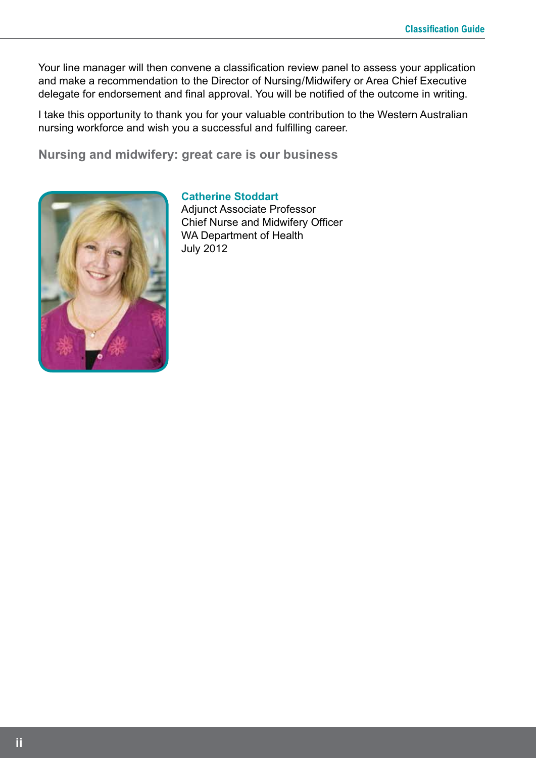Your line manager will then convene a classification review panel to assess your application and make a recommendation to the Director of Nursing/Midwifery or Area Chief Executive delegate for endorsement and final approval. You will be notified of the outcome in writing.

I take this opportunity to thank you for your valuable contribution to the Western Australian nursing workforce and wish you a successful and fulfilling career.

**Nursing and midwifery: great care is our business**

**Catherine Stoddart**
Adjunct Associate Professor
Chief Nurse and Midwifery Officer
WA Department of Health
July 2012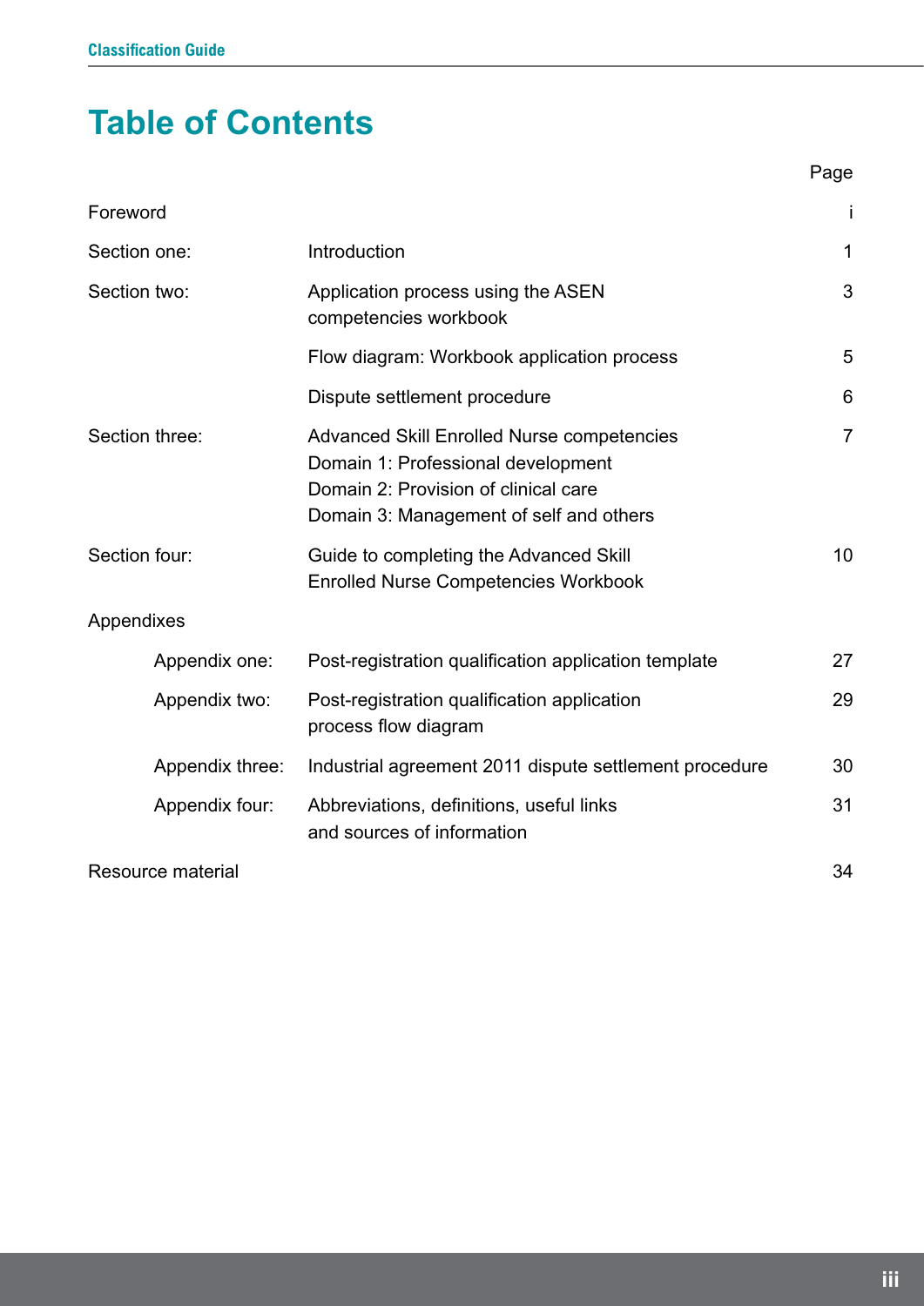# Table of Contents

| | | Page |
|---|---|---|
| Foreword | | i |
| Section one: | Introduction | 1 |
| Section two: | Application process using the ASEN competencies workbook | 3 |
| | Flow diagram: Workbook application process | 5 |
| | Dispute settlement procedure | 6 |
| Section three: | Advanced Skill Enrolled Nurse competencies<br>Domain 1: Professional development<br>Domain 2: Provision of clinical care<br>Domain 3: Management of self and others | 7 |
| Section four: | Guide to completing the Advanced Skill Enrolled Nurse Competencies Workbook | 10 |
| Appendixes | | |
| Appendix one: | Post-registration qualification application template | 27 |
| Appendix two: | Post-registration qualification application process flow diagram | 29 |
| Appendix three: | Industrial agreement 2011 dispute settlement procedure | 30 |
| Appendix four: | Abbreviations, definitions, useful links and sources of information | 31 |
| Resource material | | 34 |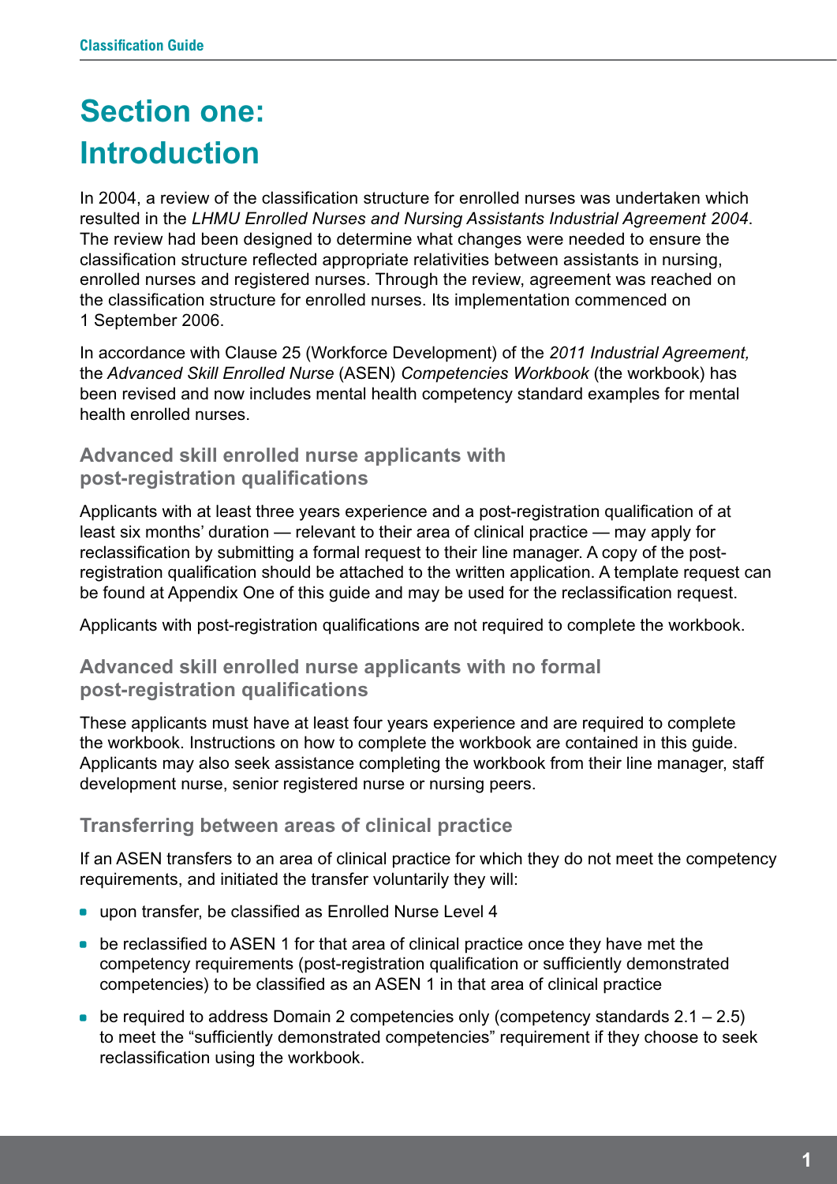# Section one: Introduction

In 2004, a review of the classification structure for enrolled nurses was undertaken which resulted in the *LHMU Enrolled Nurses and Nursing Assistants Industrial Agreement 2004*. The review had been designed to determine what changes were needed to ensure the classification structure reflected appropriate relativities between assistants in nursing, enrolled nurses and registered nurses. Through the review, agreement was reached on the classification structure for enrolled nurses. Its implementation commenced on 1 September 2006.

In accordance with Clause 25 (Workforce Development) of the *2011 Industrial Agreement,* the *Advanced Skill Enrolled Nurse* (ASEN) *Competencies Workbook* (the workbook) has been revised and now includes mental health competency standard examples for mental health enrolled nurses.

### Advanced skill enrolled nurse applicants with post-registration qualifications

Applicants with at least three years experience and a post-registration qualification of at least six months' duration — relevant to their area of clinical practice — may apply for reclassification by submitting a formal request to their line manager. A copy of the post-registration qualification should be attached to the written application. A template request can be found at Appendix One of this guide and may be used for the reclassification request.

Applicants with post-registration qualifications are not required to complete the workbook.

### Advanced skill enrolled nurse applicants with no formal post-registration qualifications

These applicants must have at least four years experience and are required to complete the workbook. Instructions on how to complete the workbook are contained in this guide. Applicants may also seek assistance completing the workbook from their line manager, staff development nurse, senior registered nurse or nursing peers.

### Transferring between areas of clinical practice

If an ASEN transfers to an area of clinical practice for which they do not meet the competency requirements, and initiated the transfer voluntarily they will:

- upon transfer, be classified as Enrolled Nurse Level 4
- be reclassified to ASEN 1 for that area of clinical practice once they have met the competency requirements (post-registration qualification or sufficiently demonstrated competencies) to be classified as an ASEN 1 in that area of clinical practice
- be required to address Domain 2 competencies only (competency standards 2.1 – 2.5) to meet the "sufficiently demonstrated competencies" requirement if they choose to seek reclassification using the workbook.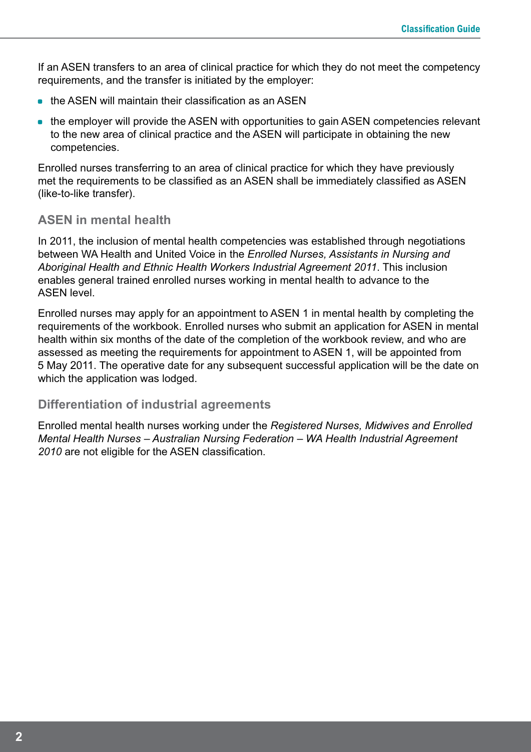If an ASEN transfers to an area of clinical practice for which they do not meet the competency requirements, and the transfer is initiated by the employer:

- the ASEN will maintain their classification as an ASEN
- the employer will provide the ASEN with opportunities to gain ASEN competencies relevant to the new area of clinical practice and the ASEN will participate in obtaining the new competencies.

Enrolled nurses transferring to an area of clinical practice for which they have previously met the requirements to be classified as an ASEN shall be immediately classified as ASEN (like-to-like transfer).

## ASEN in mental health

In 2011, the inclusion of mental health competencies was established through negotiations between WA Health and United Voice in the *Enrolled Nurses, Assistants in Nursing and Aboriginal Health and Ethnic Health Workers Industrial Agreement 2011*. This inclusion enables general trained enrolled nurses working in mental health to advance to the ASEN level.

Enrolled nurses may apply for an appointment to ASEN 1 in mental health by completing the requirements of the workbook. Enrolled nurses who submit an application for ASEN in mental health within six months of the date of the completion of the workbook review, and who are assessed as meeting the requirements for appointment to ASEN 1, will be appointed from 5 May 2011. The operative date for any subsequent successful application will be the date on which the application was lodged.

## Differentiation of industrial agreements

Enrolled mental health nurses working under the *Registered Nurses, Midwives and Enrolled Mental Health Nurses – Australian Nursing Federation – WA Health Industrial Agreement 2010* are not eligible for the ASEN classification.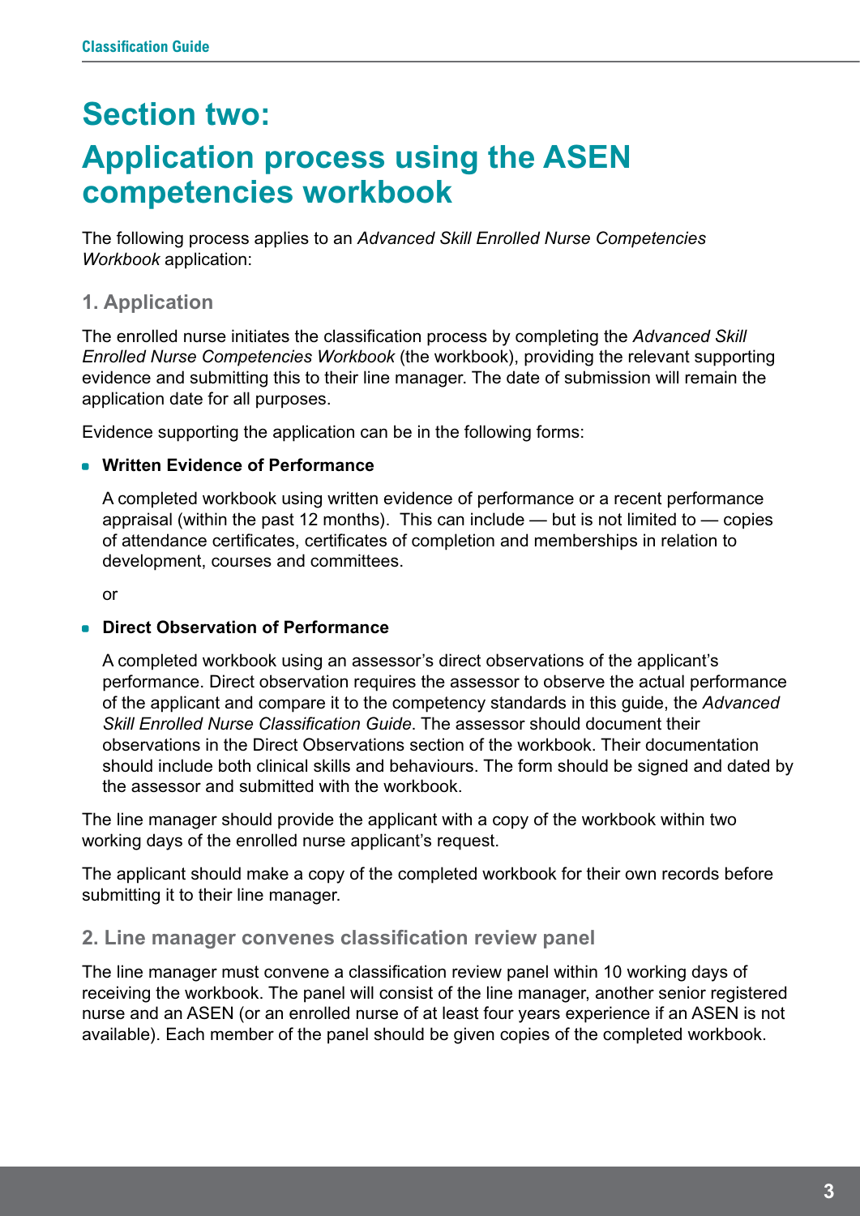# Section two: Application process using the ASEN competencies workbook

The following process applies to an *Advanced Skill Enrolled Nurse Competencies Workbook* application:

## 1. Application

The enrolled nurse initiates the classification process by completing the *Advanced Skill Enrolled Nurse Competencies Workbook* (the workbook), providing the relevant supporting evidence and submitting this to their line manager. The date of submission will remain the application date for all purposes.

Evidence supporting the application can be in the following forms:

- **Written Evidence of Performance**

  A completed workbook using written evidence of performance or a recent performance appraisal (within the past 12 months). This can include — but is not limited to — copies of attendance certificates, certificates of completion and memberships in relation to development, courses and committees.

  or

- **Direct Observation of Performance**

  A completed workbook using an assessor's direct observations of the applicant's performance. Direct observation requires the assessor to observe the actual performance of the applicant and compare it to the competency standards in this guide, the *Advanced Skill Enrolled Nurse Classification Guide*. The assessor should document their observations in the Direct Observations section of the workbook. Their documentation should include both clinical skills and behaviours. The form should be signed and dated by the assessor and submitted with the workbook.

The line manager should provide the applicant with a copy of the workbook within two working days of the enrolled nurse applicant's request.

The applicant should make a copy of the completed workbook for their own records before submitting it to their line manager.

## 2. Line manager convenes classification review panel

The line manager must convene a classification review panel within 10 working days of receiving the workbook. The panel will consist of the line manager, another senior registered nurse and an ASEN (or an enrolled nurse of at least four years experience if an ASEN is not available). Each member of the panel should be given copies of the completed workbook.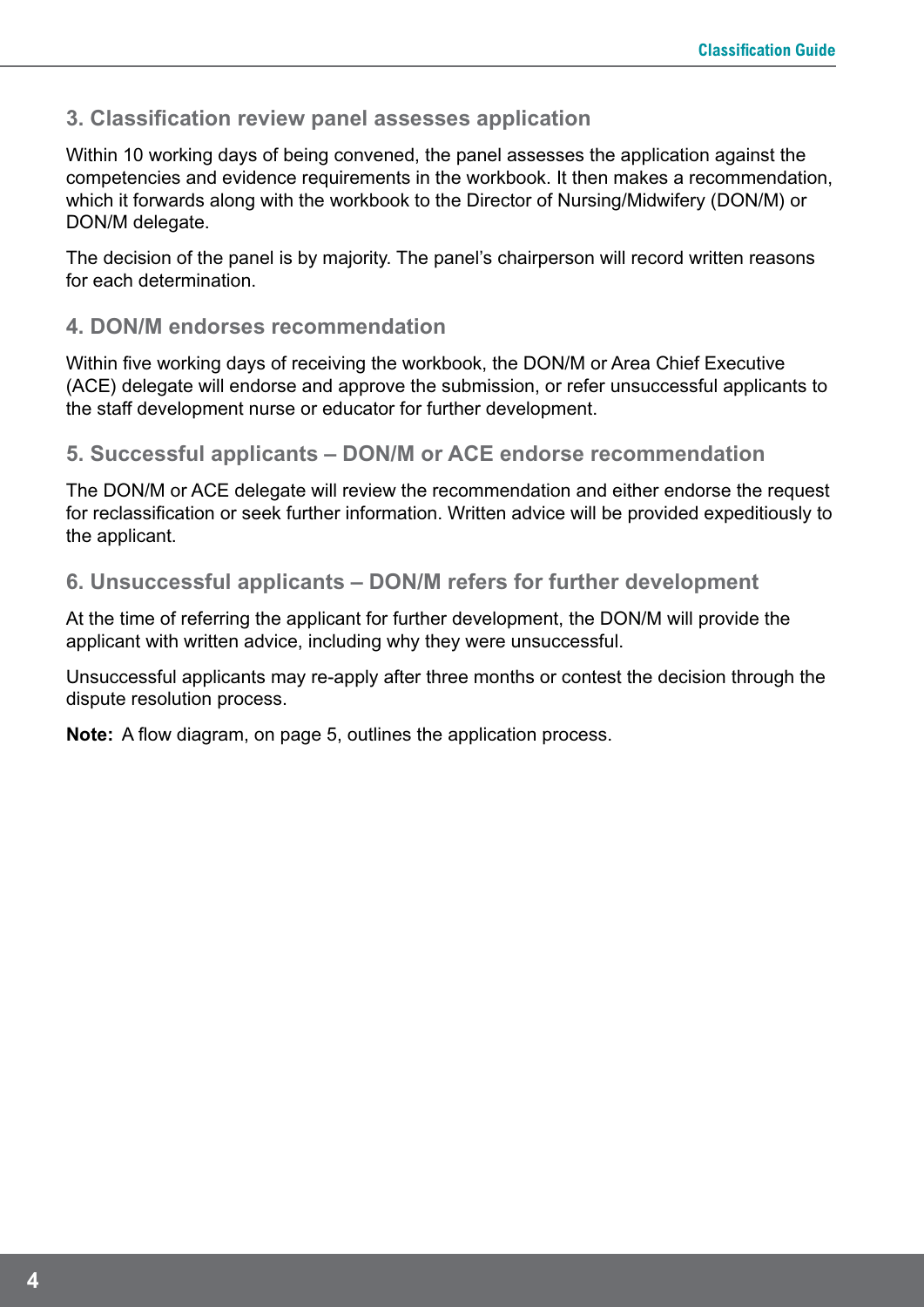### 3. Classification review panel assesses application

Within 10 working days of being convened, the panel assesses the application against the competencies and evidence requirements in the workbook. It then makes a recommendation, which it forwards along with the workbook to the Director of Nursing/Midwifery (DON/M) or DON/M delegate.

The decision of the panel is by majority. The panel's chairperson will record written reasons for each determination.

### 4. DON/M endorses recommendation

Within five working days of receiving the workbook, the DON/M or Area Chief Executive (ACE) delegate will endorse and approve the submission, or refer unsuccessful applicants to the staff development nurse or educator for further development.

### 5. Successful applicants – DON/M or ACE endorse recommendation

The DON/M or ACE delegate will review the recommendation and either endorse the request for reclassification or seek further information. Written advice will be provided expeditiously to the applicant.

### 6. Unsuccessful applicants – DON/M refers for further development

At the time of referring the applicant for further development, the DON/M will provide the applicant with written advice, including why they were unsuccessful.

Unsuccessful applicants may re-apply after three months or contest the decision through the dispute resolution process.

**Note:** A flow diagram, on page 5, outlines the application process.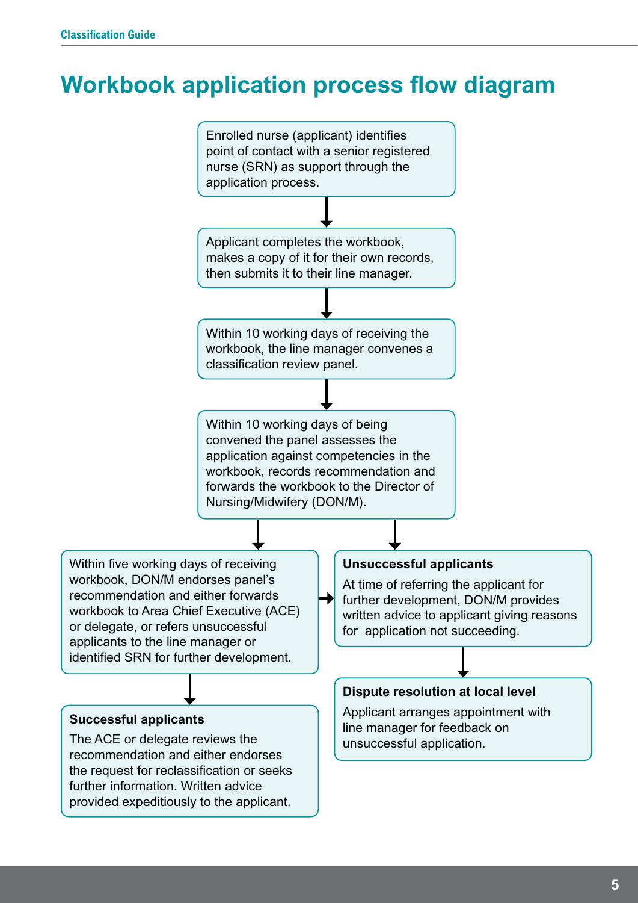# Workbook application process flow diagram

Enrolled nurse (applicant) identifies point of contact with a senior registered nurse (SRN) as support through the application process.

↓

Applicant completes the workbook, makes a copy of it for their own records, then submits it to their line manager.

↓

Within 10 working days of receiving the workbook, the line manager convenes a classification review panel.

↓

Within 10 working days of being convened the panel assesses the application against competencies in the workbook, records recommendation and forwards the workbook to the Director of Nursing/Midwifery (DON/M).

↓

Within five working days of receiving workbook, DON/M endorses panel's recommendation and either forwards workbook to Area Chief Executive (ACE) or delegate, or refers unsuccessful applicants to the line manager or identified SRN for further development.

↓

**Successful applicants**

The ACE or delegate reviews the recommendation and either endorses the request for reclassification or seeks further information. Written advice provided expeditiously to the applicant.

**Unsuccessful applicants**

At time of referring the applicant for further development, DON/M provides written advice to applicant giving reasons for application not succeeding.

↓

**Dispute resolution at local level**

Applicant arranges appointment with line manager for feedback on unsuccessful application.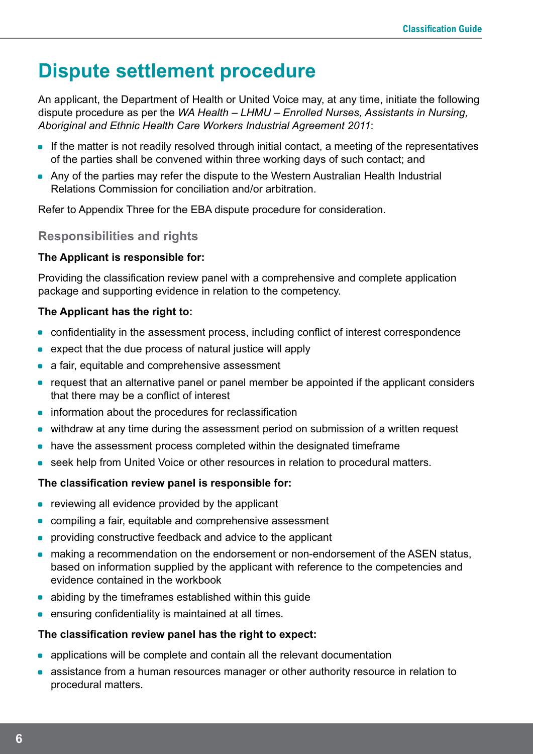# Dispute settlement procedure

An applicant, the Department of Health or United Voice may, at any time, initiate the following dispute procedure as per the *WA Health – LHMU – Enrolled Nurses, Assistants in Nursing, Aboriginal and Ethnic Health Care Workers Industrial Agreement 2011*:

- If the matter is not readily resolved through initial contact, a meeting of the representatives of the parties shall be convened within three working days of such contact; and
- Any of the parties may refer the dispute to the Western Australian Health Industrial Relations Commission for conciliation and/or arbitration.

Refer to Appendix Three for the EBA dispute procedure for consideration.

## Responsibilities and rights

**The Applicant is responsible for:**

Providing the classification review panel with a comprehensive and complete application package and supporting evidence in relation to the competency.

**The Applicant has the right to:**

- confidentiality in the assessment process, including conflict of interest correspondence
- expect that the due process of natural justice will apply
- a fair, equitable and comprehensive assessment
- request that an alternative panel or panel member be appointed if the applicant considers that there may be a conflict of interest
- information about the procedures for reclassification
- withdraw at any time during the assessment period on submission of a written request
- have the assessment process completed within the designated timeframe
- seek help from United Voice or other resources in relation to procedural matters.

**The classification review panel is responsible for:**

- reviewing all evidence provided by the applicant
- compiling a fair, equitable and comprehensive assessment
- providing constructive feedback and advice to the applicant
- making a recommendation on the endorsement or non-endorsement of the ASEN status, based on information supplied by the applicant with reference to the competencies and evidence contained in the workbook
- abiding by the timeframes established within this guide
- ensuring confidentiality is maintained at all times.

**The classification review panel has the right to expect:**

- applications will be complete and contain all the relevant documentation
- assistance from a human resources manager or other authority resource in relation to procedural matters.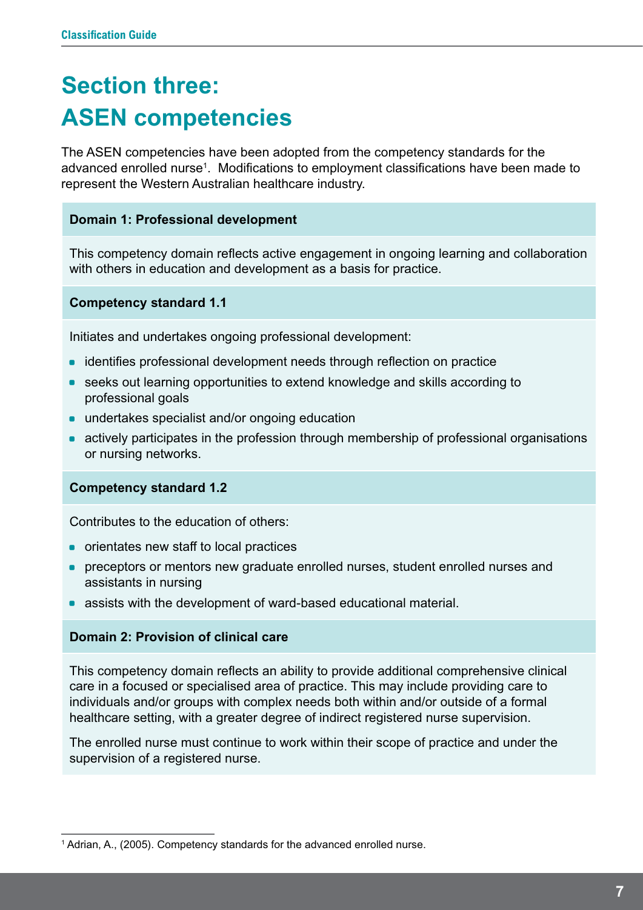# Section three: ASEN competencies

The ASEN competencies have been adopted from the competency standards for the advanced enrolled nurse[1]. Modifications to employment classifications have been made to represent the Western Australian healthcare industry.

**Domain 1: Professional development**

This competency domain reflects active engagement in ongoing learning and collaboration with others in education and development as a basis for practice.

**Competency standard 1.1**

Initiates and undertakes ongoing professional development:

- identifies professional development needs through reflection on practice
- seeks out learning opportunities to extend knowledge and skills according to professional goals
- undertakes specialist and/or ongoing education
- actively participates in the profession through membership of professional organisations or nursing networks.

**Competency standard 1.2**

Contributes to the education of others:

- orientates new staff to local practices
- preceptors or mentors new graduate enrolled nurses, student enrolled nurses and assistants in nursing
- assists with the development of ward-based educational material.

**Domain 2: Provision of clinical care**

This competency domain reflects an ability to provide additional comprehensive clinical care in a focused or specialised area of practice. This may include providing care to individuals and/or groups with complex needs both within and/or outside of a formal healthcare setting, with a greater degree of indirect registered nurse supervision.

The enrolled nurse must continue to work within their scope of practice and under the supervision of a registered nurse.

---

[1] Adrian, A., (2005). Competency standards for the advanced enrolled nurse.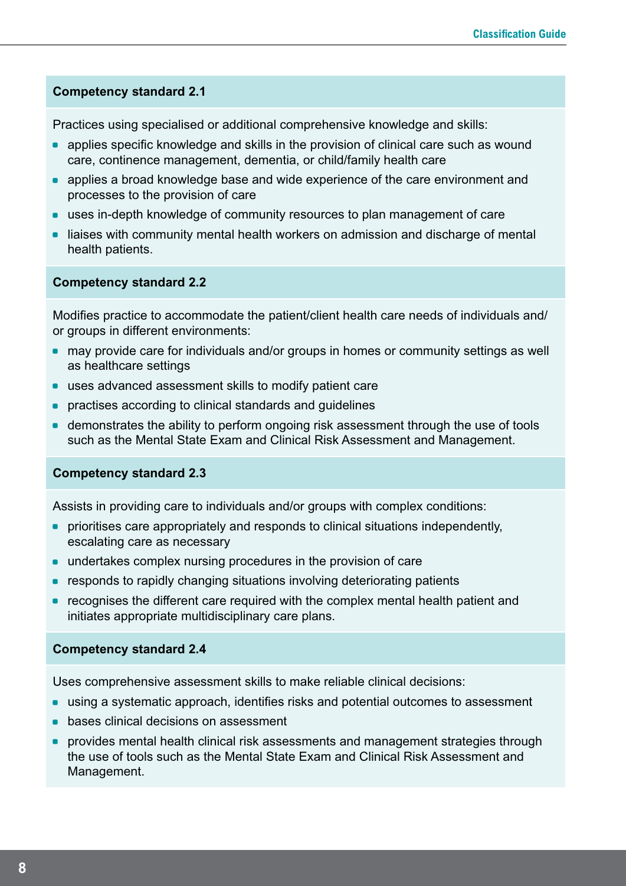### Competency standard 2.1

Practices using specialised or additional comprehensive knowledge and skills:

- applies specific knowledge and skills in the provision of clinical care such as wound care, continence management, dementia, or child/family health care
- applies a broad knowledge base and wide experience of the care environment and processes to the provision of care
- uses in-depth knowledge of community resources to plan management of care
- liaises with community mental health workers on admission and discharge of mental health patients.

### Competency standard 2.2

Modifies practice to accommodate the patient/client health care needs of individuals and/or groups in different environments:

- may provide care for individuals and/or groups in homes or community settings as well as healthcare settings
- uses advanced assessment skills to modify patient care
- practises according to clinical standards and guidelines
- demonstrates the ability to perform ongoing risk assessment through the use of tools such as the Mental State Exam and Clinical Risk Assessment and Management.

### Competency standard 2.3

Assists in providing care to individuals and/or groups with complex conditions:

- prioritises care appropriately and responds to clinical situations independently, escalating care as necessary
- undertakes complex nursing procedures in the provision of care
- responds to rapidly changing situations involving deteriorating patients
- recognises the different care required with the complex mental health patient and initiates appropriate multidisciplinary care plans.

### Competency standard 2.4

Uses comprehensive assessment skills to make reliable clinical decisions:

- using a systematic approach, identifies risks and potential outcomes to assessment
- bases clinical decisions on assessment
- provides mental health clinical risk assessments and management strategies through the use of tools such as the Mental State Exam and Clinical Risk Assessment and Management.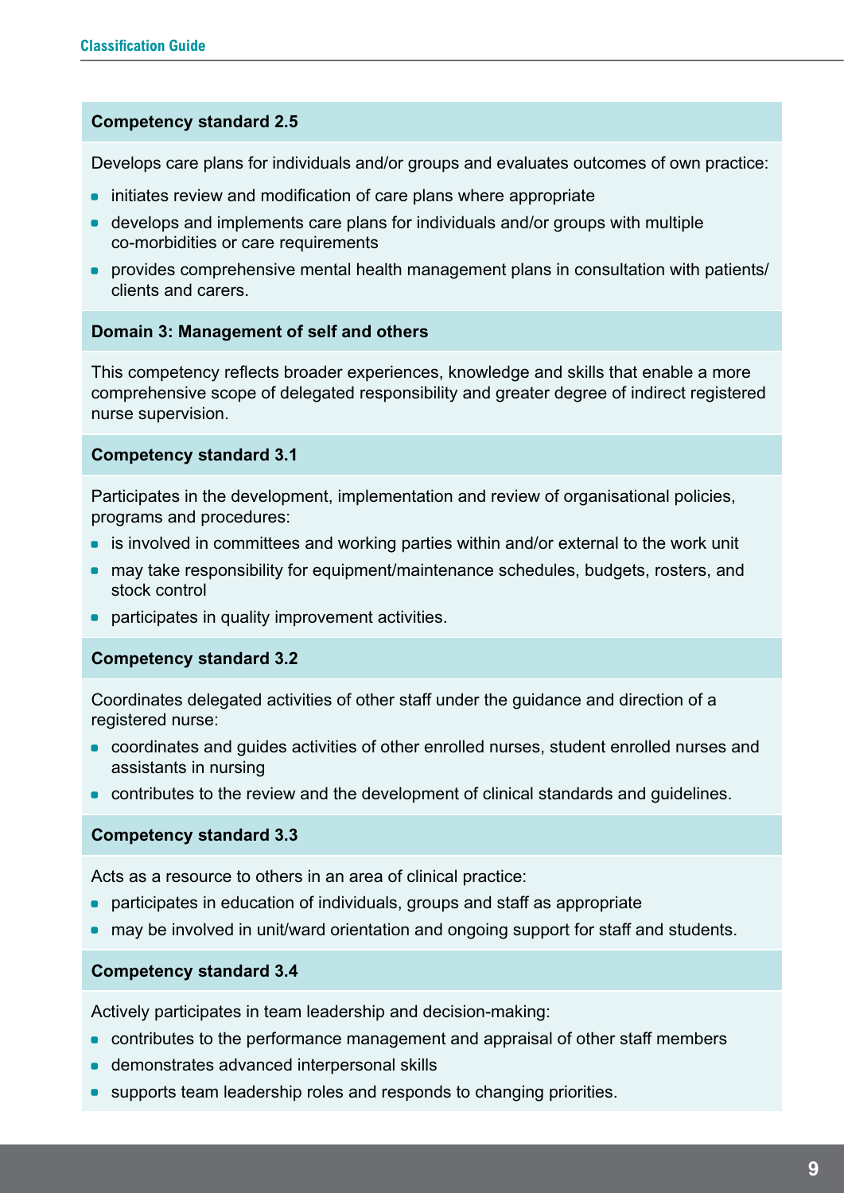**Competency standard 2.5**

Develops care plans for individuals and/or groups and evaluates outcomes of own practice:

- initiates review and modification of care plans where appropriate
- develops and implements care plans for individuals and/or groups with multiple co-morbidities or care requirements
- provides comprehensive mental health management plans in consultation with patients/clients and carers.

**Domain 3: Management of self and others**

This competency reflects broader experiences, knowledge and skills that enable a more comprehensive scope of delegated responsibility and greater degree of indirect registered nurse supervision.

**Competency standard 3.1**

Participates in the development, implementation and review of organisational policies, programs and procedures:

- is involved in committees and working parties within and/or external to the work unit
- may take responsibility for equipment/maintenance schedules, budgets, rosters, and stock control
- participates in quality improvement activities.

**Competency standard 3.2**

Coordinates delegated activities of other staff under the guidance and direction of a registered nurse:

- coordinates and guides activities of other enrolled nurses, student enrolled nurses and assistants in nursing
- contributes to the review and the development of clinical standards and guidelines.

**Competency standard 3.3**

Acts as a resource to others in an area of clinical practice:

- participates in education of individuals, groups and staff as appropriate
- may be involved in unit/ward orientation and ongoing support for staff and students.

**Competency standard 3.4**

Actively participates in team leadership and decision-making:

- contributes to the performance management and appraisal of other staff members
- demonstrates advanced interpersonal skills
- supports team leadership roles and responds to changing priorities.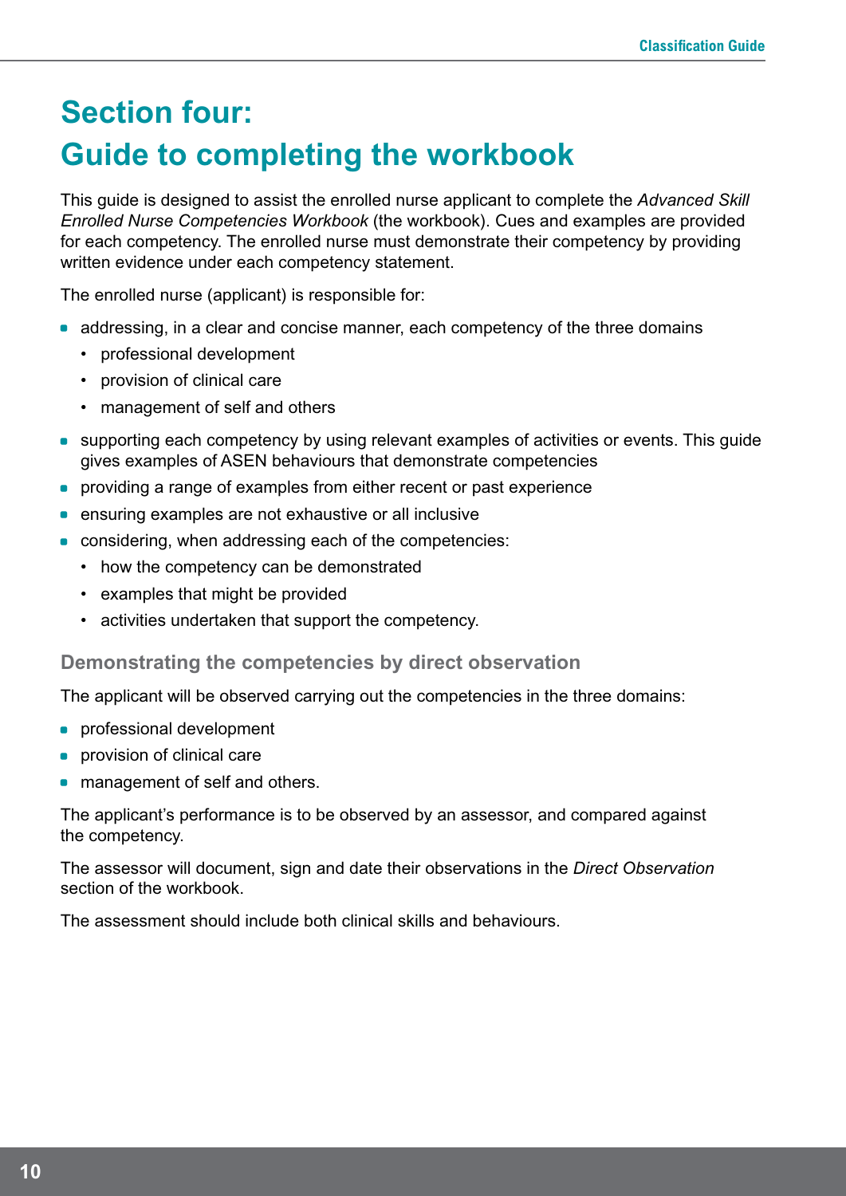# Section four: Guide to completing the workbook

This guide is designed to assist the enrolled nurse applicant to complete the *Advanced Skill Enrolled Nurse Competencies Workbook* (the workbook). Cues and examples are provided for each competency. The enrolled nurse must demonstrate their competency by providing written evidence under each competency statement.

The enrolled nurse (applicant) is responsible for:

- addressing, in a clear and concise manner, each competency of the three domains
  - professional development
  - provision of clinical care
  - management of self and others
- supporting each competency by using relevant examples of activities or events. This guide gives examples of ASEN behaviours that demonstrate competencies
- providing a range of examples from either recent or past experience
- ensuring examples are not exhaustive or all inclusive
- considering, when addressing each of the competencies:
  - how the competency can be demonstrated
  - examples that might be provided
  - activities undertaken that support the competency.

### Demonstrating the competencies by direct observation

The applicant will be observed carrying out the competencies in the three domains:

- professional development
- provision of clinical care
- management of self and others.

The applicant's performance is to be observed by an assessor, and compared against the competency.

The assessor will document, sign and date their observations in the *Direct Observation* section of the workbook.

The assessment should include both clinical skills and behaviours.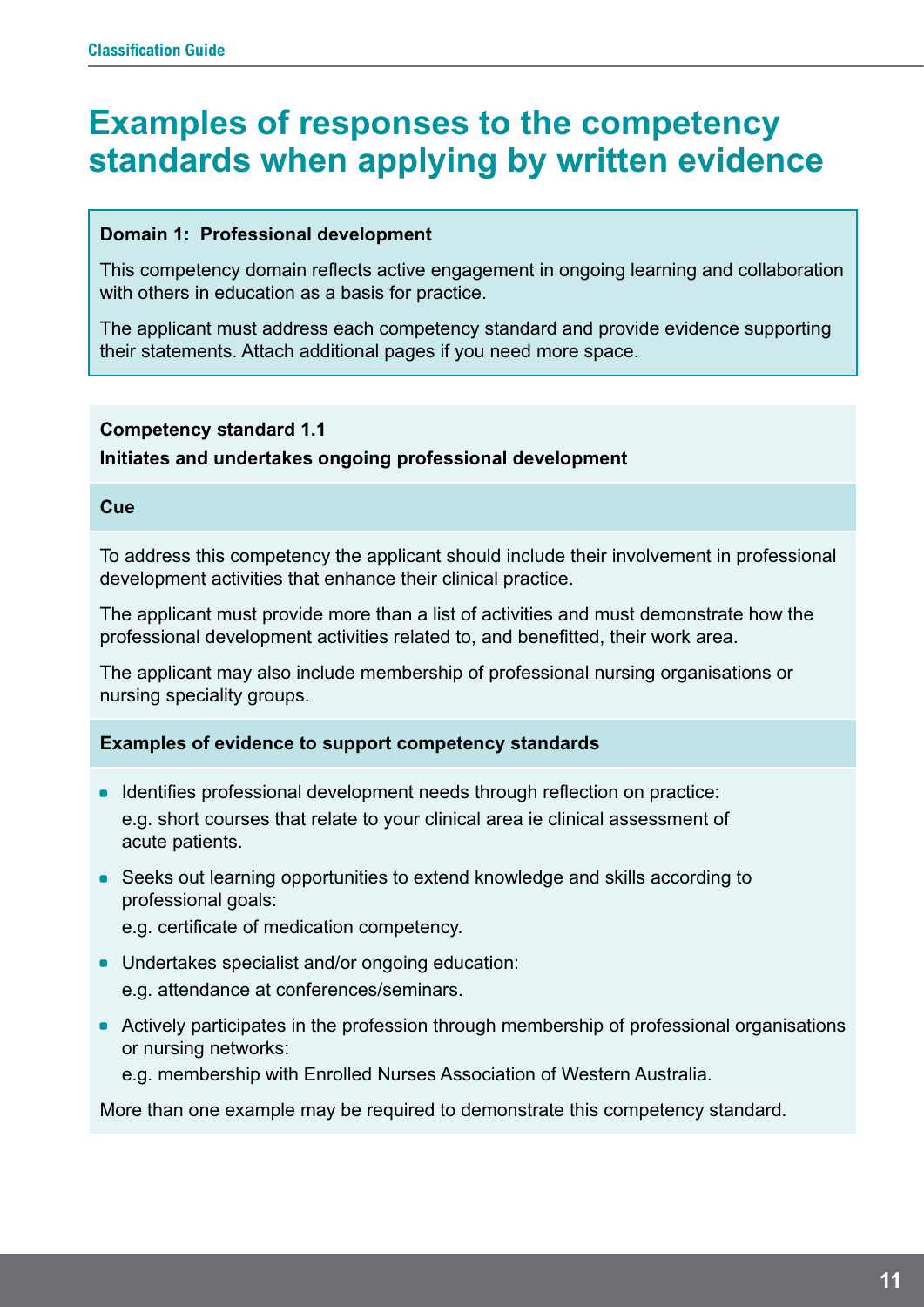# Examples of responses to the competency standards when applying by written evidence

**Domain 1: Professional development**

This competency domain reflects active engagement in ongoing learning and collaboration with others in education as a basis for practice.

The applicant must address each competency standard and provide evidence supporting their statements. Attach additional pages if you need more space.

**Competency standard 1.1**

**Initiates and undertakes ongoing professional development**

**Cue**

To address this competency the applicant should include their involvement in professional development activities that enhance their clinical practice.

The applicant must provide more than a list of activities and must demonstrate how the professional development activities related to, and benefitted, their work area.

The applicant may also include membership of professional nursing organisations or nursing speciality groups.

**Examples of evidence to support competency standards**

- Identifies professional development needs through reflection on practice:
  e.g. short courses that relate to your clinical area ie clinical assessment of acute patients.
- Seeks out learning opportunities to extend knowledge and skills according to professional goals:
  e.g. certificate of medication competency.
- Undertakes specialist and/or ongoing education:
  e.g. attendance at conferences/seminars.
- Actively participates in the profession through membership of professional organisations or nursing networks:
  e.g. membership with Enrolled Nurses Association of Western Australia.

More than one example may be required to demonstrate this competency standard.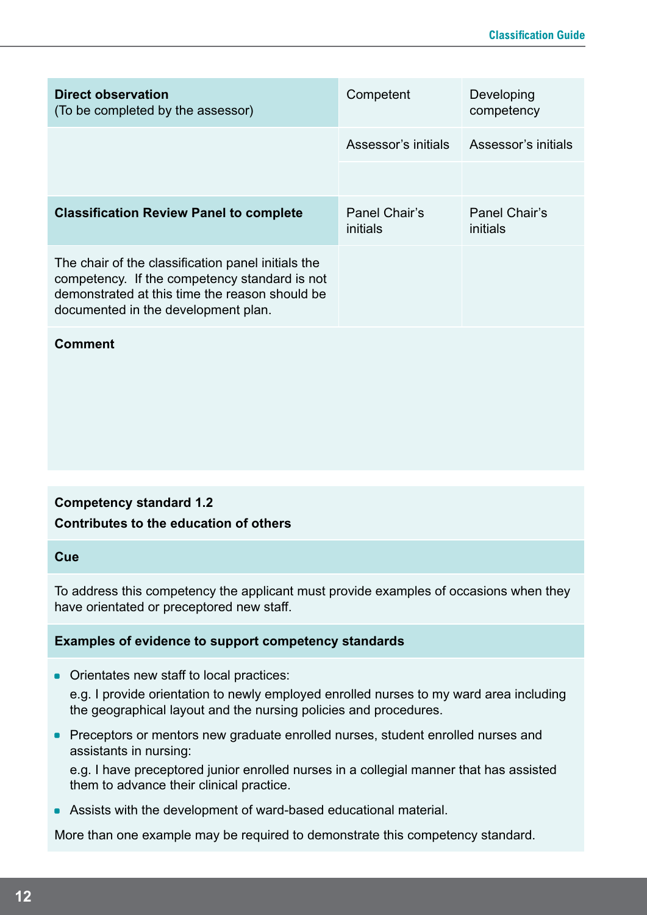| **Direct observation** (To be completed by the assessor) | Competent | Developing competency |
|---|---|---|
| | Assessor's initials | Assessor's initials |
| | | |
| **Classification Review Panel to complete** | Panel Chair's initials | Panel Chair's initials |
| The chair of the classification panel initials the competency. If the competency standard is not demonstrated at this time the reason should be documented in the development plan. | | |

**Comment**

**Competency standard 1.2**

**Contributes to the education of others**

**Cue**

To address this competency the applicant must provide examples of occasions when they have orientated or preceptored new staff.

**Examples of evidence to support competency standards**

- Orientates new staff to local practices:

  e.g. I provide orientation to newly employed enrolled nurses to my ward area including the geographical layout and the nursing policies and procedures.

- Preceptors or mentors new graduate enrolled nurses, student enrolled nurses and assistants in nursing:

  e.g. I have preceptored junior enrolled nurses in a collegial manner that has assisted them to advance their clinical practice.

- Assists with the development of ward-based educational material.

More than one example may be required to demonstrate this competency standard.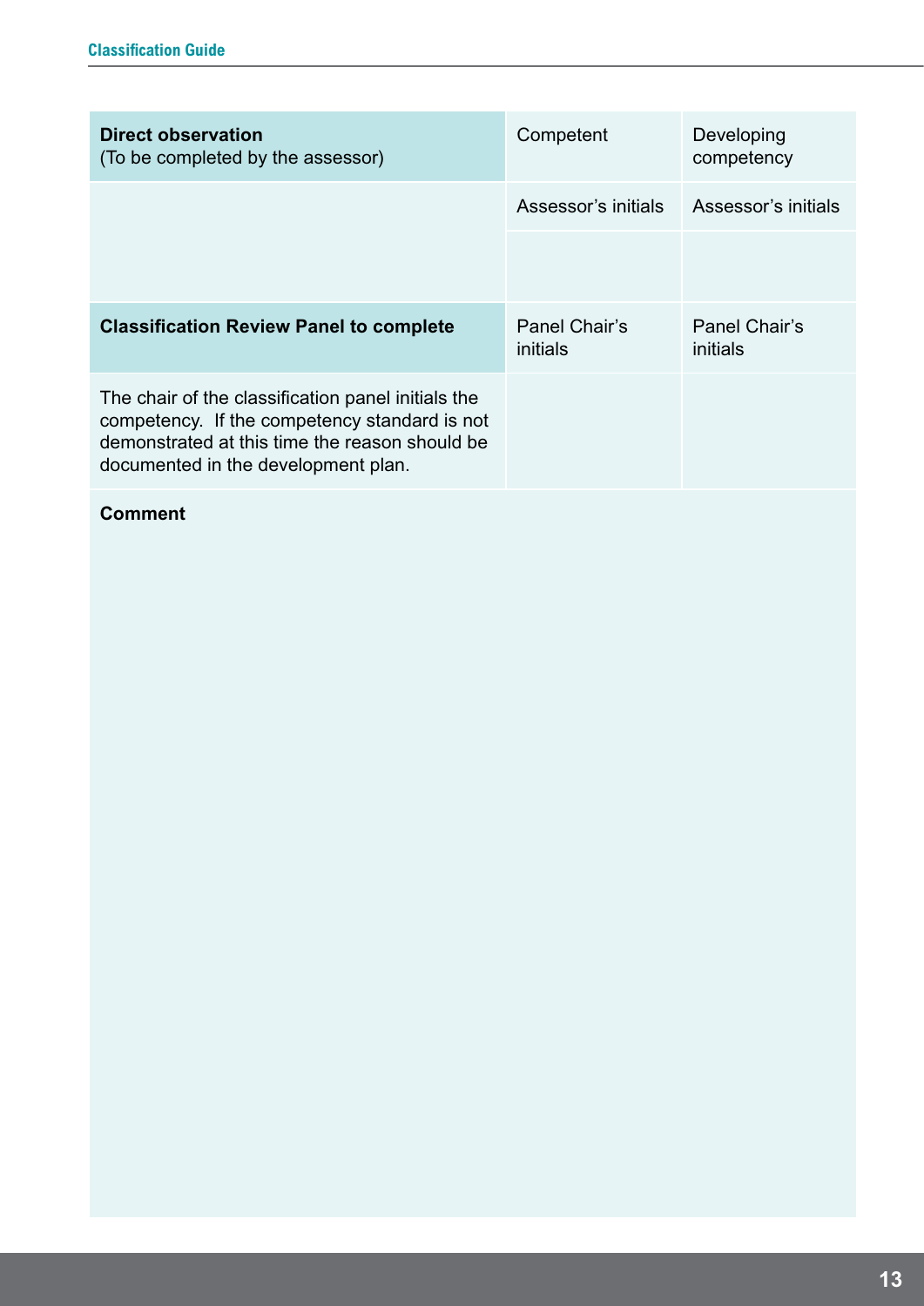| **Direct observation** (To be completed by the assessor) | Competent | Developing competency |
|---|---|---|
| | Assessor's initials | Assessor's initials |
| | | |
| **Classification Review Panel to complete** | Panel Chair's initials | Panel Chair's initials |
| The chair of the classification panel initials the competency. If the competency standard is not demonstrated at this time the reason should be documented in the development plan. | | |

**Comment**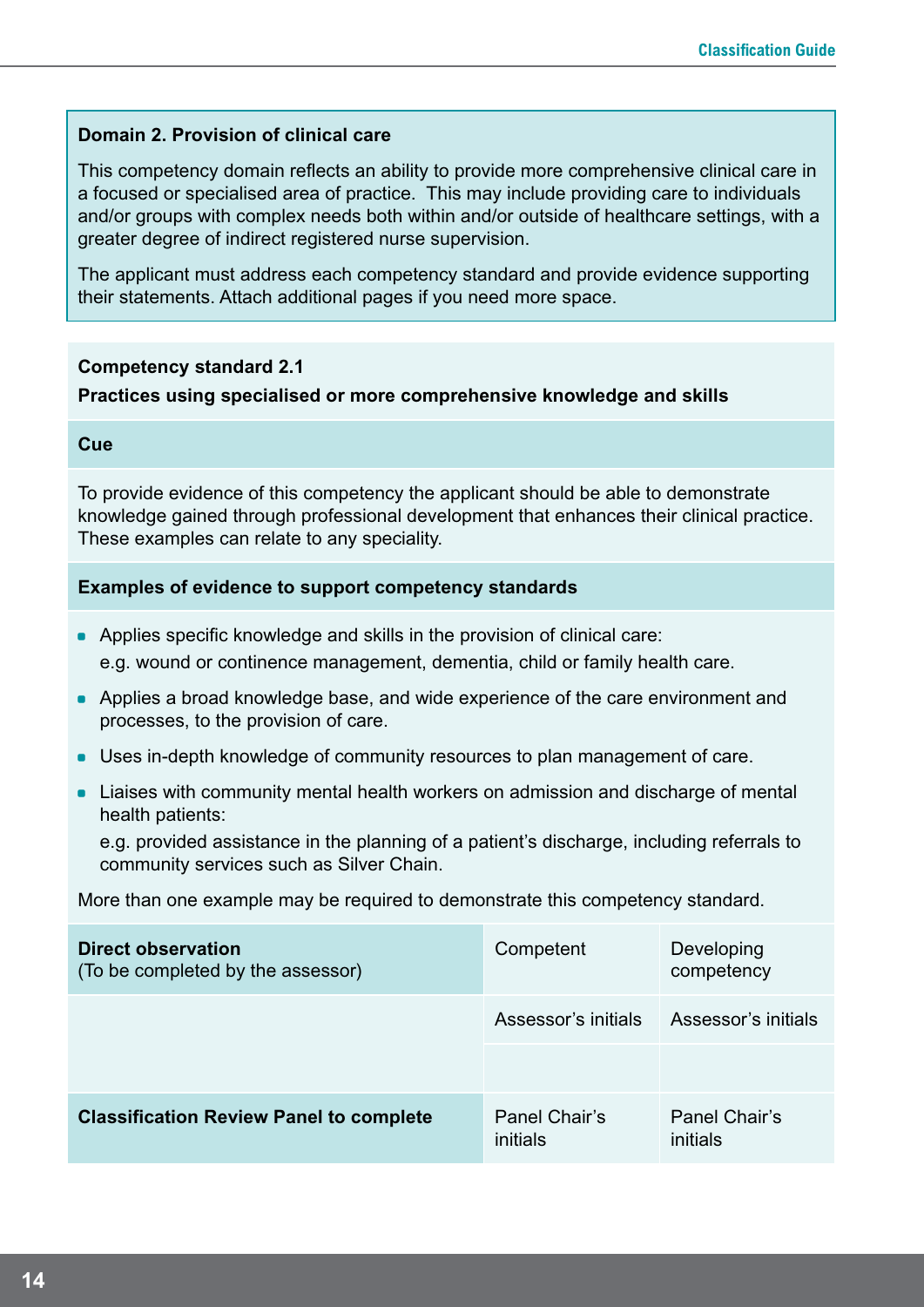**Domain 2. Provision of clinical care**

This competency domain reflects an ability to provide more comprehensive clinical care in a focused or specialised area of practice. This may include providing care to individuals and/or groups with complex needs both within and/or outside of healthcare settings, with a greater degree of indirect registered nurse supervision.

The applicant must address each competency standard and provide evidence supporting their statements. Attach additional pages if you need more space.

**Competency standard 2.1**

**Practices using specialised or more comprehensive knowledge and skills**

**Cue**

To provide evidence of this competency the applicant should be able to demonstrate knowledge gained through professional development that enhances their clinical practice. These examples can relate to any speciality.

**Examples of evidence to support competency standards**

- Applies specific knowledge and skills in the provision of clinical care:
  e.g. wound or continence management, dementia, child or family health care.
- Applies a broad knowledge base, and wide experience of the care environment and processes, to the provision of care.
- Uses in-depth knowledge of community resources to plan management of care.
- Liaises with community mental health workers on admission and discharge of mental health patients:
  e.g. provided assistance in the planning of a patient's discharge, including referrals to community services such as Silver Chain.

More than one example may be required to demonstrate this competency standard.

| **Direct observation** (To be completed by the assessor) | Competent | Developing competency |
|---|---|---|
| | Assessor's initials | Assessor's initials |
| | | |
| **Classification Review Panel to complete** | Panel Chair's initials | Panel Chair's initials |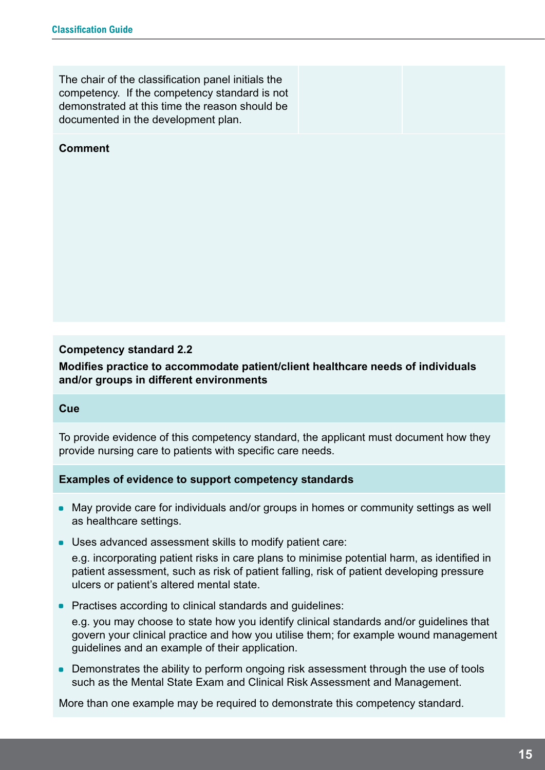| The chair of the classification panel initials the competency. If the competency standard is not demonstrated at this time the reason should be documented in the development plan. | | |
|---|---|---|

**Comment**

**Competency standard 2.2**

**Modifies practice to accommodate patient/client healthcare needs of individuals and/or groups in different environments**

**Cue**

To provide evidence of this competency standard, the applicant must document how they provide nursing care to patients with specific care needs.

**Examples of evidence to support competency standards**

- May provide care for individuals and/or groups in homes or community settings as well as healthcare settings.
- Uses advanced assessment skills to modify patient care:
  e.g. incorporating patient risks in care plans to minimise potential harm, as identified in patient assessment, such as risk of patient falling, risk of patient developing pressure ulcers or patient's altered mental state.
- Practises according to clinical standards and guidelines:
  e.g. you may choose to state how you identify clinical standards and/or guidelines that govern your clinical practice and how you utilise them; for example wound management guidelines and an example of their application.
- Demonstrates the ability to perform ongoing risk assessment through the use of tools such as the Mental State Exam and Clinical Risk Assessment and Management.

More than one example may be required to demonstrate this competency standard.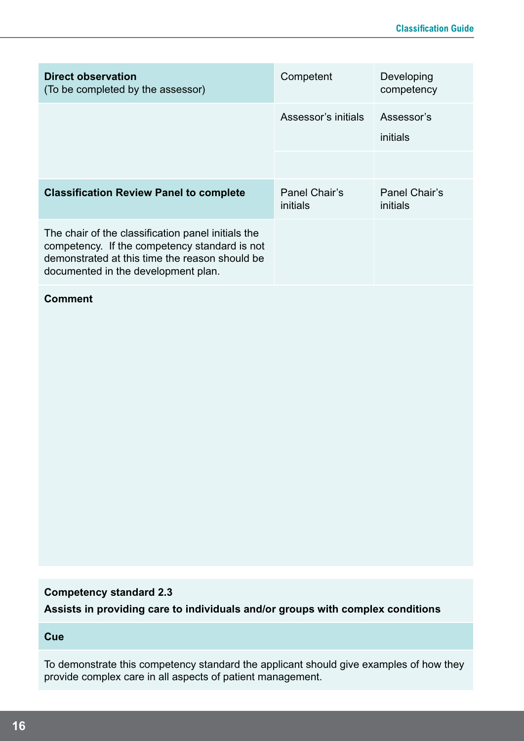| **Direct observation** (To be completed by the assessor) | Competent | Developing competency |
|---|---|---|
| | Assessor's initials | Assessor's initials |
| | | |
| **Classification Review Panel to complete** | Panel Chair's initials | Panel Chair's initials |
| The chair of the classification panel initials the competency. If the competency standard is not demonstrated at this time the reason should be documented in the development plan. | | |

**Comment**

| **Competency standard 2.3**<br>**Assists in providing care to individuals and/or groups with complex conditions** |
|---|
| **Cue** |
| To demonstrate this competency standard the applicant should give examples of how they provide complex care in all aspects of patient management. |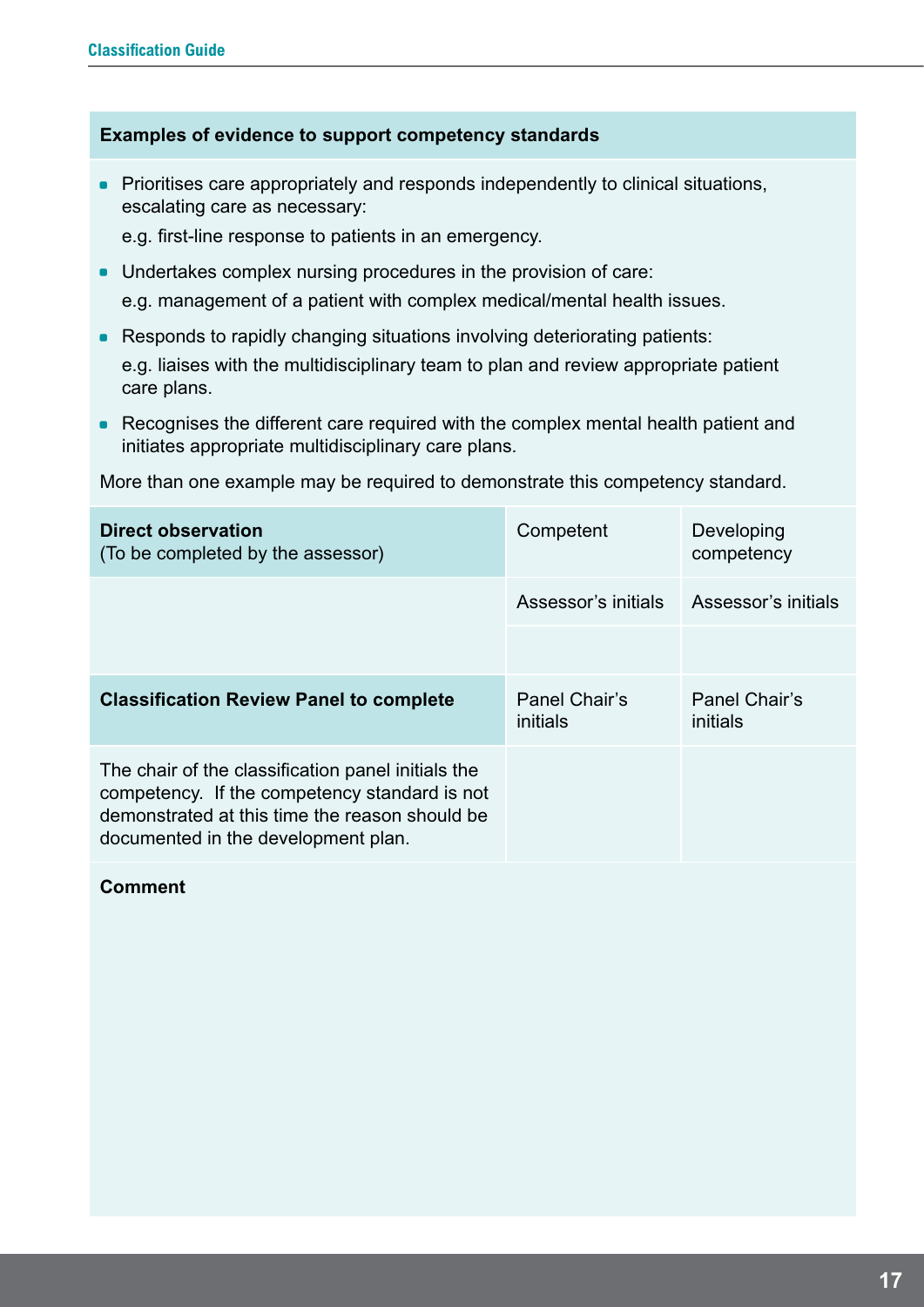**Examples of evidence to support competency standards**

- Prioritises care appropriately and responds independently to clinical situations, escalating care as necessary:
  e.g. first-line response to patients in an emergency.
- Undertakes complex nursing procedures in the provision of care:
  e.g. management of a patient with complex medical/mental health issues.
- Responds to rapidly changing situations involving deteriorating patients:
  e.g. liaises with the multidisciplinary team to plan and review appropriate patient care plans.
- Recognises the different care required with the complex mental health patient and initiates appropriate multidisciplinary care plans.

More than one example may be required to demonstrate this competency standard.

| **Direct observation** (To be completed by the assessor) | Competent | Developing competency |
|---|---|---|
| | Assessor's initials | Assessor's initials |
| | | |
| **Classification Review Panel to complete** | Panel Chair's initials | Panel Chair's initials |
| The chair of the classification panel initials the competency. If the competency standard is not demonstrated at this time the reason should be documented in the development plan. | | |

**Comment**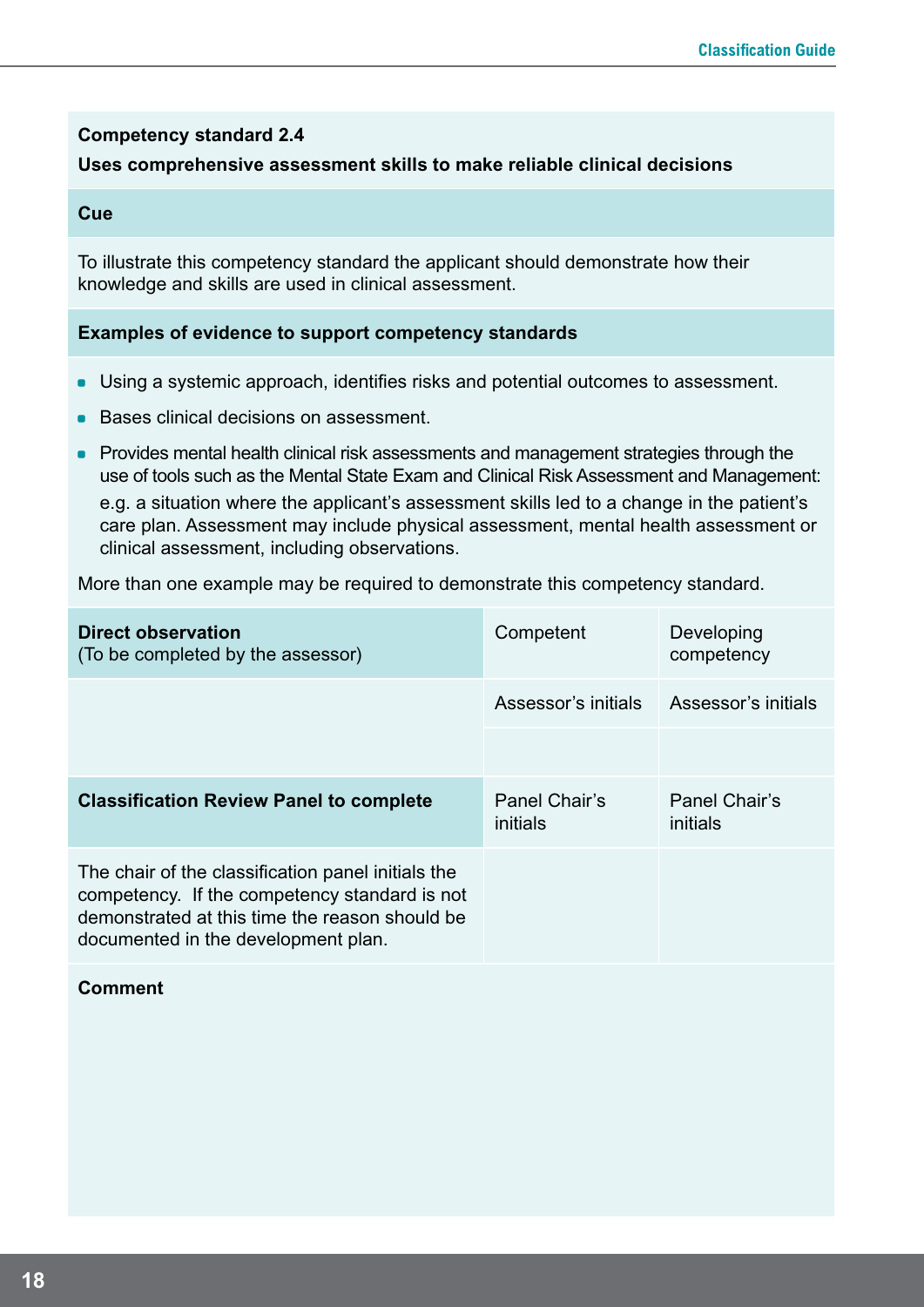**Competency standard 2.4**

**Uses comprehensive assessment skills to make reliable clinical decisions**

**Cue**

To illustrate this competency standard the applicant should demonstrate how their knowledge and skills are used in clinical assessment.

**Examples of evidence to support competency standards**

- Using a systemic approach, identifies risks and potential outcomes to assessment.
- Bases clinical decisions on assessment.
- Provides mental health clinical risk assessments and management strategies through the use of tools such as the Mental State Exam and Clinical Risk Assessment and Management: e.g. a situation where the applicant's assessment skills led to a change in the patient's care plan. Assessment may include physical assessment, mental health assessment or clinical assessment, including observations.

More than one example may be required to demonstrate this competency standard.

| **Direct observation** (To be completed by the assessor) | Competent | Developing competency |
|---|---|---|
| | Assessor's initials | Assessor's initials |
| | | |
| **Classification Review Panel to complete** | Panel Chair's initials | Panel Chair's initials |
| The chair of the classification panel initials the competency. If the competency standard is not demonstrated at this time the reason should be documented in the development plan. | | |

**Comment**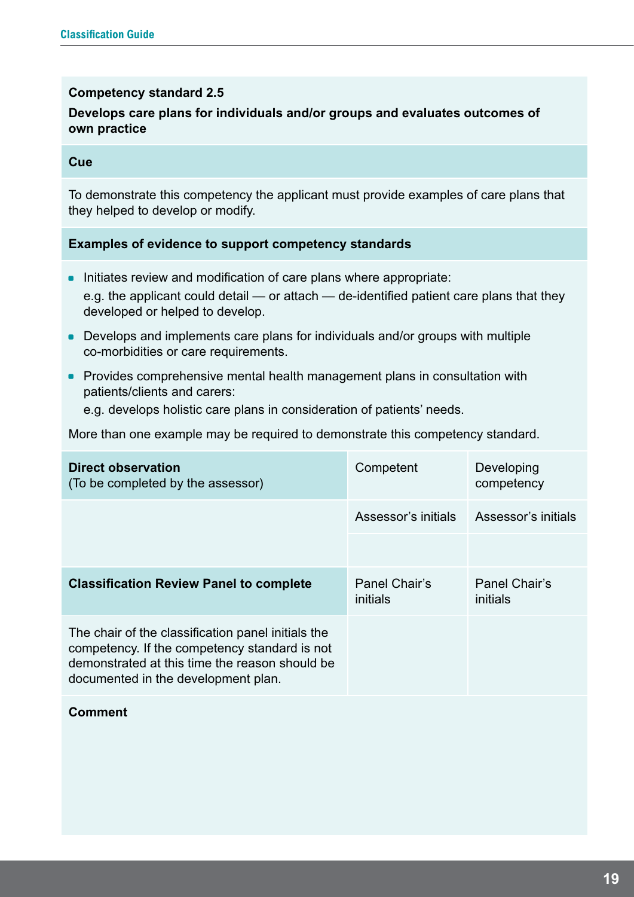**Competency standard 2.5**

**Develops care plans for individuals and/or groups and evaluates outcomes of own practice**

**Cue**

To demonstrate this competency the applicant must provide examples of care plans that they helped to develop or modify.

**Examples of evidence to support competency standards**

- Initiates review and modification of care plans where appropriate:
  e.g. the applicant could detail — or attach — de-identified patient care plans that they developed or helped to develop.
- Develops and implements care plans for individuals and/or groups with multiple co-morbidities or care requirements.
- Provides comprehensive mental health management plans in consultation with patients/clients and carers:
  e.g. develops holistic care plans in consideration of patients' needs.

More than one example may be required to demonstrate this competency standard.

| **Direct observation** (To be completed by the assessor) | Competent | Developing competency |
| --- | --- | --- |
| | Assessor's initials | Assessor's initials |
| | | |
| **Classification Review Panel to complete** | Panel Chair's initials | Panel Chair's initials |
| The chair of the classification panel initials the competency. If the competency standard is not demonstrated at this time the reason should be documented in the development plan. | | |

**Comment**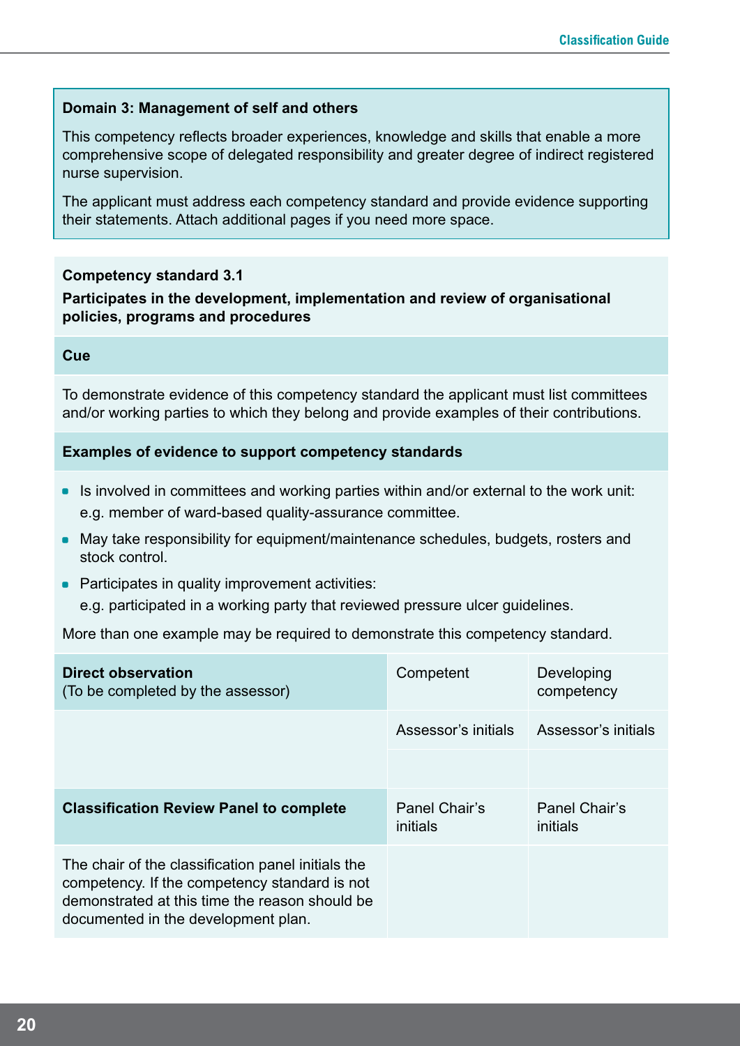**Domain 3: Management of self and others**

This competency reflects broader experiences, knowledge and skills that enable a more comprehensive scope of delegated responsibility and greater degree of indirect registered nurse supervision.

The applicant must address each competency standard and provide evidence supporting their statements. Attach additional pages if you need more space.

**Competency standard 3.1**

**Participates in the development, implementation and review of organisational policies, programs and procedures**

**Cue**

To demonstrate evidence of this competency standard the applicant must list committees and/or working parties to which they belong and provide examples of their contributions.

**Examples of evidence to support competency standards**

- Is involved in committees and working parties within and/or external to the work unit: e.g. member of ward-based quality-assurance committee.
- May take responsibility for equipment/maintenance schedules, budgets, rosters and stock control.
- Participates in quality improvement activities: e.g. participated in a working party that reviewed pressure ulcer guidelines.

More than one example may be required to demonstrate this competency standard.

| **Direct observation** (To be completed by the assessor) | Competent | Developing competency |
|---|---|---|
| | Assessor's initials | Assessor's initials |
| | | |
| **Classification Review Panel to complete** | Panel Chair's initials | Panel Chair's initials |
| The chair of the classification panel initials the competency. If the competency standard is not demonstrated at this time the reason should be documented in the development plan. | | |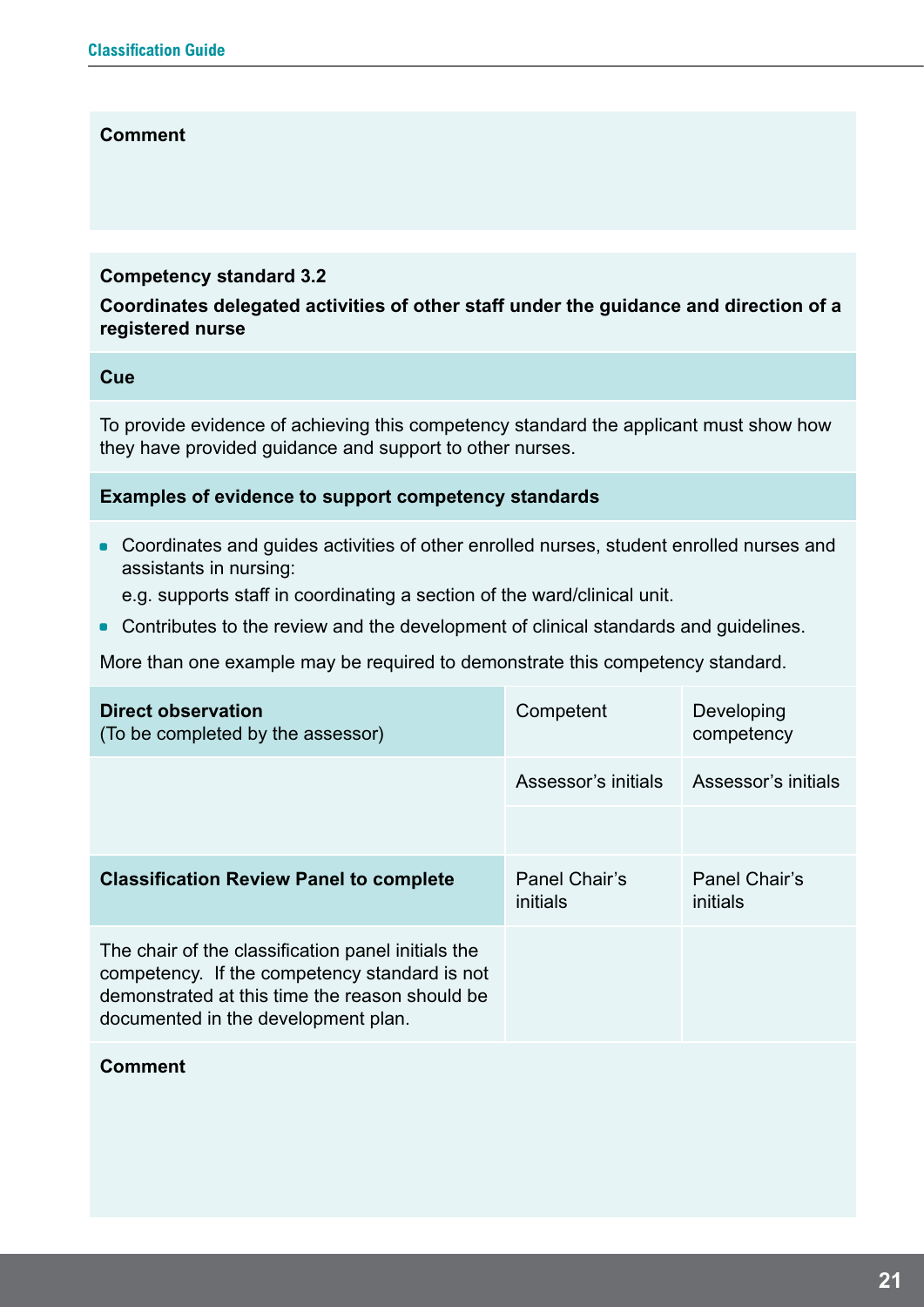**Comment**

**Competency standard 3.2**

**Coordinates delegated activities of other staff under the guidance and direction of a registered nurse**

**Cue**

To provide evidence of achieving this competency standard the applicant must show how they have provided guidance and support to other nurses.

**Examples of evidence to support competency standards**

- Coordinates and guides activities of other enrolled nurses, student enrolled nurses and assistants in nursing:
  e.g. supports staff in coordinating a section of the ward/clinical unit.
- Contributes to the review and the development of clinical standards and guidelines.

More than one example may be required to demonstrate this competency standard.

| **Direct observation** (To be completed by the assessor) | Competent | Developing competency |
|---|---|---|
| | Assessor's initials | Assessor's initials |
| | | |
| **Classification Review Panel to complete** | Panel Chair's initials | Panel Chair's initials |
| The chair of the classification panel initials the competency. If the competency standard is not demonstrated at this time the reason should be documented in the development plan. | | |

**Comment**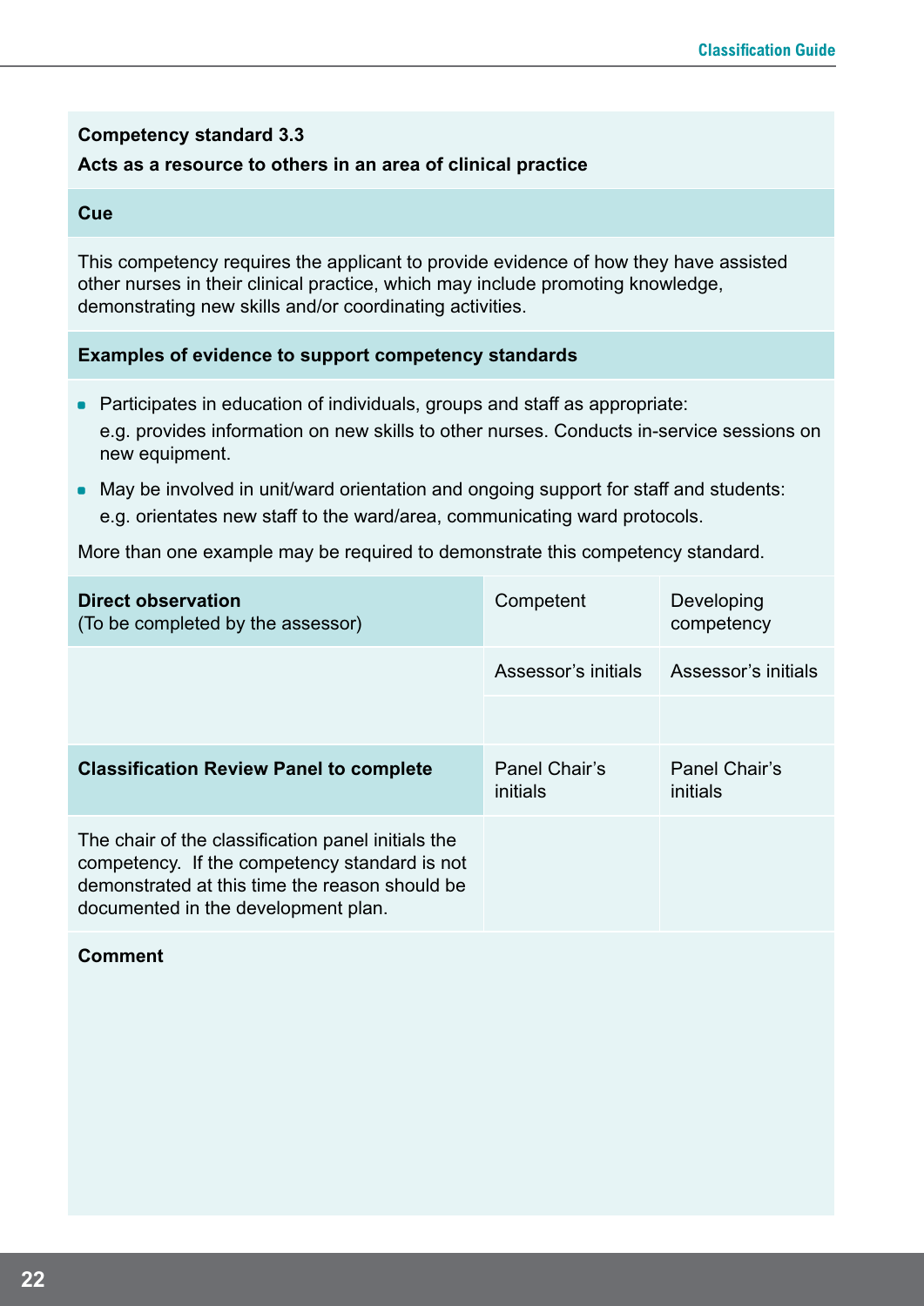**Competency standard 3.3**

**Acts as a resource to others in an area of clinical practice**

**Cue**

This competency requires the applicant to provide evidence of how they have assisted other nurses in their clinical practice, which may include promoting knowledge, demonstrating new skills and/or coordinating activities.

**Examples of evidence to support competency standards**

- Participates in education of individuals, groups and staff as appropriate:
  e.g. provides information on new skills to other nurses. Conducts in-service sessions on new equipment.
- May be involved in unit/ward orientation and ongoing support for staff and students:
  e.g. orientates new staff to the ward/area, communicating ward protocols.

More than one example may be required to demonstrate this competency standard.

| **Direct observation** (To be completed by the assessor) | Competent | Developing competency |
|---|---|---|
| | Assessor's initials | Assessor's initials |
| | | |
| **Classification Review Panel to complete** | Panel Chair's initials | Panel Chair's initials |
| The chair of the classification panel initials the competency. If the competency standard is not demonstrated at this time the reason should be documented in the development plan. | | |

**Comment**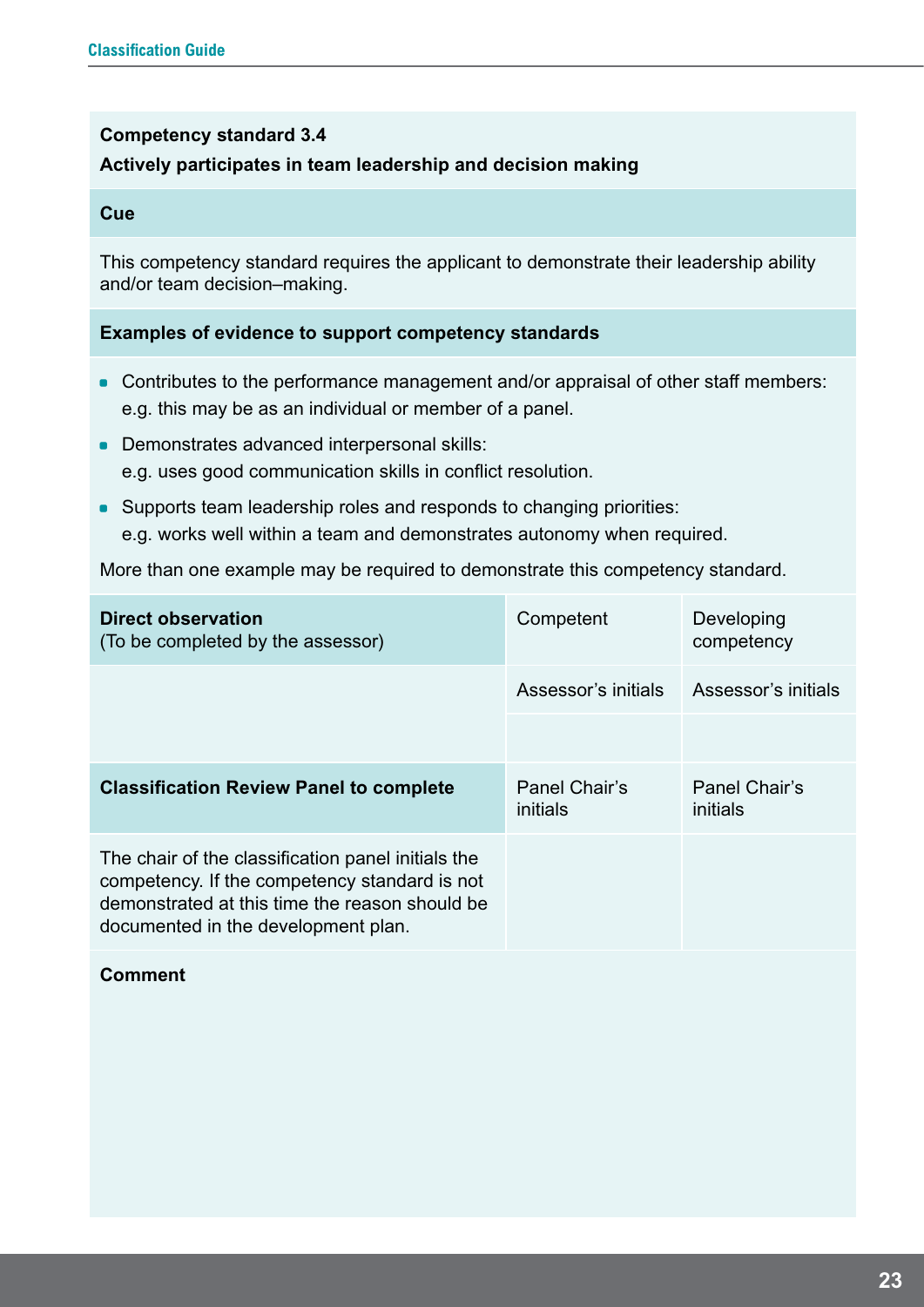**Competency standard 3.4**

**Actively participates in team leadership and decision making**

**Cue**

This competency standard requires the applicant to demonstrate their leadership ability and/or team decision–making.

**Examples of evidence to support competency standards**

- Contributes to the performance management and/or appraisal of other staff members:
  e.g. this may be as an individual or member of a panel.
- Demonstrates advanced interpersonal skills:
  e.g. uses good communication skills in conflict resolution.
- Supports team leadership roles and responds to changing priorities:
  e.g. works well within a team and demonstrates autonomy when required.

More than one example may be required to demonstrate this competency standard.

| **Direct observation** (To be completed by the assessor) | Competent | Developing competency |
|---|---|---|
| | Assessor's initials | Assessor's initials |
| | | |
| **Classification Review Panel to complete** | Panel Chair's initials | Panel Chair's initials |
| The chair of the classification panel initials the competency. If the competency standard is not demonstrated at this time the reason should be documented in the development plan. | | |

**Comment**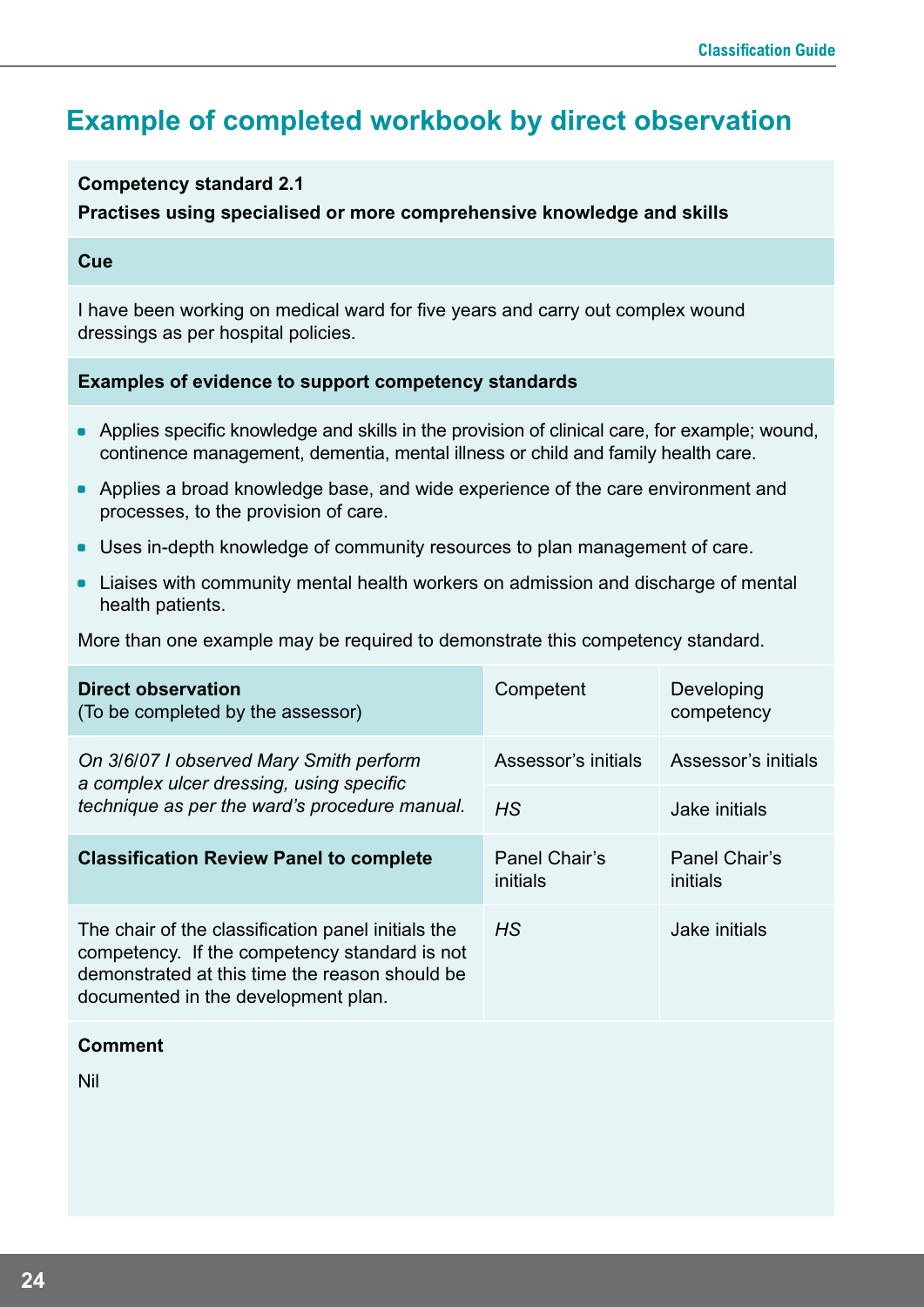# Example of completed workbook by direct observation

**Competency standard 2.1**

**Practises using specialised or more comprehensive knowledge and skills**

**Cue**

I have been working on medical ward for five years and carry out complex wound dressings as per hospital policies.

**Examples of evidence to support competency standards**

- Applies specific knowledge and skills in the provision of clinical care, for example; wound, continence management, dementia, mental illness or child and family health care.
- Applies a broad knowledge base, and wide experience of the care environment and processes, to the provision of care.
- Uses in-depth knowledge of community resources to plan management of care.
- Liaises with community mental health workers on admission and discharge of mental health patients.

More than one example may be required to demonstrate this competency standard.

| **Direct observation** (To be completed by the assessor) | Competent | Developing competency |
|---|---|---|
| *On 3/6/07 I observed Mary Smith perform a complex ulcer dressing, using specific technique as per the ward's procedure manual.* | Assessor's initials | Assessor's initials |
| | *HS* | Jake initials |
| **Classification Review Panel to complete** | Panel Chair's initials | Panel Chair's initials |
| The chair of the classification panel initials the competency. If the competency standard is not demonstrated at this time the reason should be documented in the development plan. | *HS* | Jake initials |

**Comment**

Nil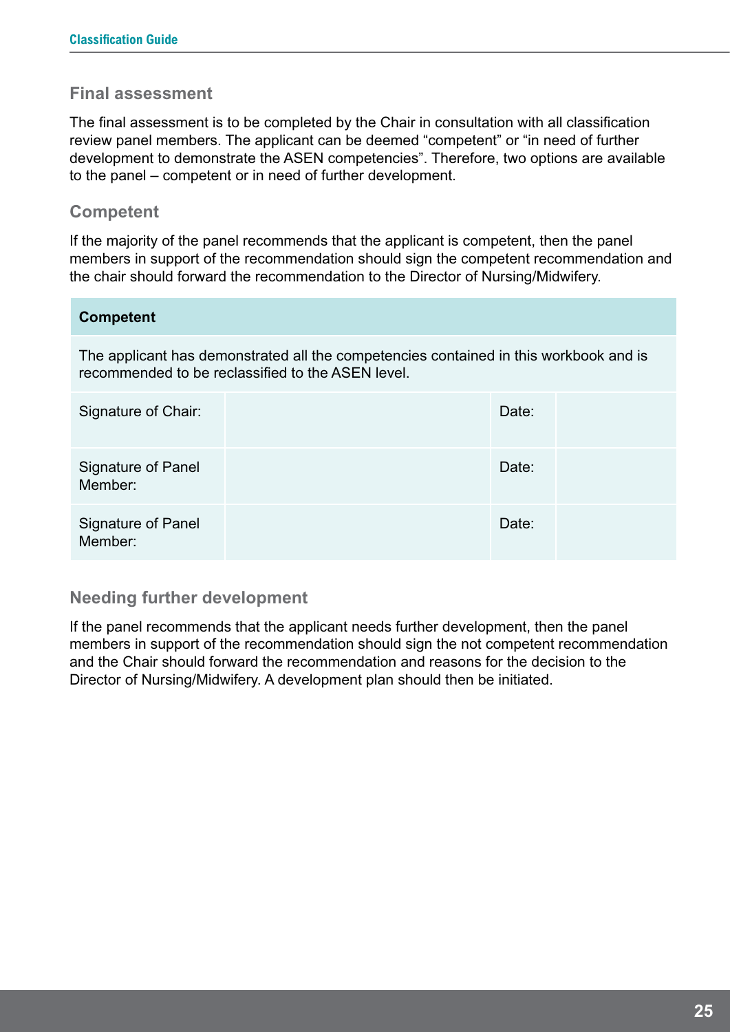## Final assessment

The final assessment is to be completed by the Chair in consultation with all classification review panel members. The applicant can be deemed "competent" or "in need of further development to demonstrate the ASEN competencies". Therefore, two options are available to the panel – competent or in need of further development.

## Competent

If the majority of the panel recommends that the applicant is competent, then the panel members in support of the recommendation should sign the competent recommendation and the chair should forward the recommendation to the Director of Nursing/Midwifery.

| **Competent** | | | |
|---|---|---|---|
| The applicant has demonstrated all the competencies contained in this workbook and is recommended to be reclassified to the ASEN level. | | | |
| Signature of Chair: | | Date: | |
| Signature of Panel Member: | | Date: | |
| Signature of Panel Member: | | Date: | |

## Needing further development

If the panel recommends that the applicant needs further development, then the panel members in support of the recommendation should sign the not competent recommendation and the Chair should forward the recommendation and reasons for the decision to the Director of Nursing/Midwifery. A development plan should then be initiated.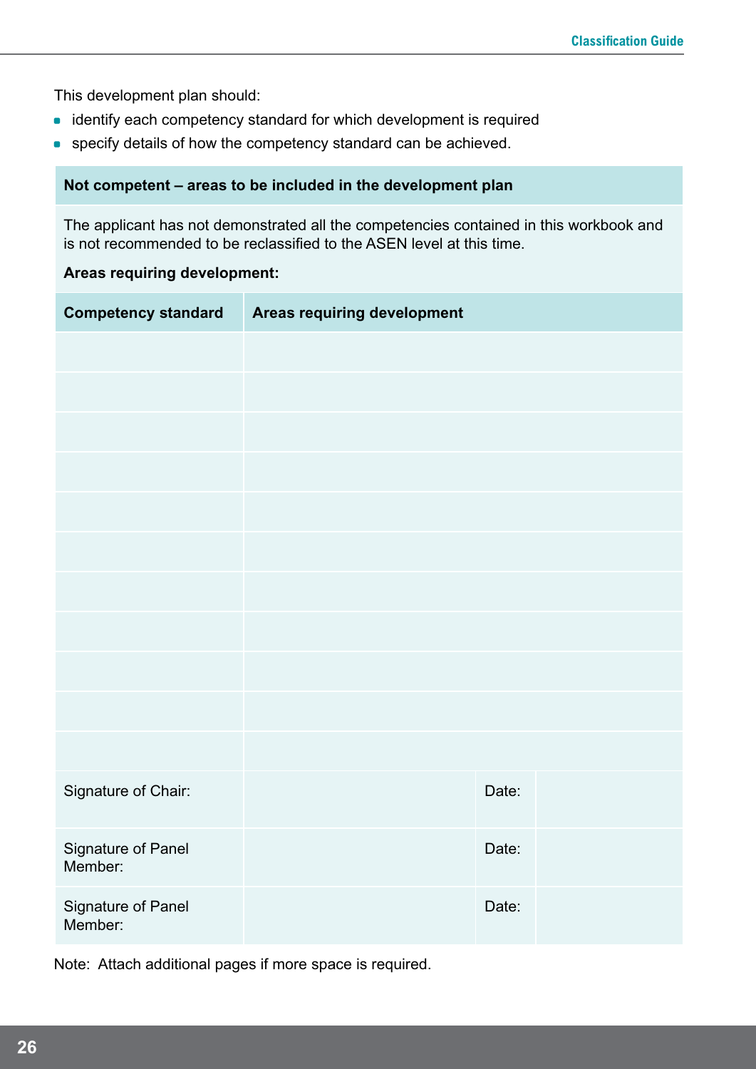This development plan should:

- identify each competency standard for which development is required
- specify details of how the competency standard can be achieved.

**Not competent – areas to be included in the development plan**

The applicant has not demonstrated all the competencies contained in this workbook and is not recommended to be reclassified to the ASEN level at this time.

**Areas requiring development:**

| Competency standard | Areas requiring development | | |
|---|---|---|---|
| | | | |
| | | | |
| | | | |
| | | | |
| | | | |
| | | | |
| | | | |
| | | | |
| | | | |
| | | | |
| | | | |
| Signature of Chair: | | Date: | |
| Signature of Panel Member: | | Date: | |
| Signature of Panel Member: | | Date: | |

Note: Attach additional pages if more space is required.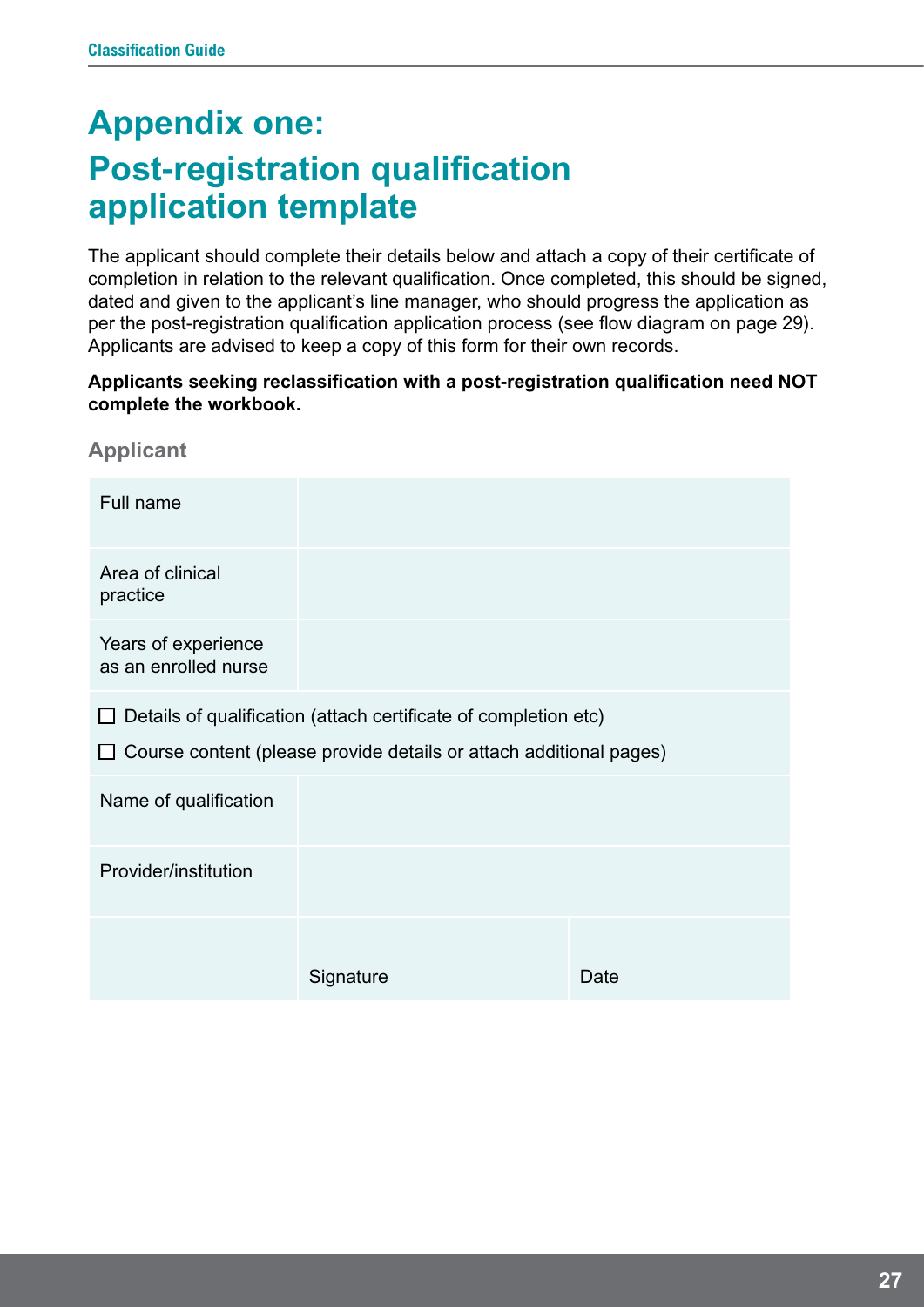# Appendix one:

# Post-registration qualification application template

The applicant should complete their details below and attach a copy of their certificate of completion in relation to the relevant qualification. Once completed, this should be signed, dated and given to the applicant's line manager, who should progress the application as per the post-registration qualification application process (see flow diagram on page 29). Applicants are advised to keep a copy of this form for their own records.

**Applicants seeking reclassification with a post-registration qualification need NOT complete the workbook.**

### Applicant

| | | |
|---|---|---|
| Full name | | |
| Area of clinical practice | | |
| Years of experience as an enrolled nurse | | |
| ☐ Details of qualification (attach certificate of completion etc)<br>☐ Course content (please provide details or attach additional pages) | | |
| Name of qualification | | |
| Provider/institution | | |
| | Signature | Date |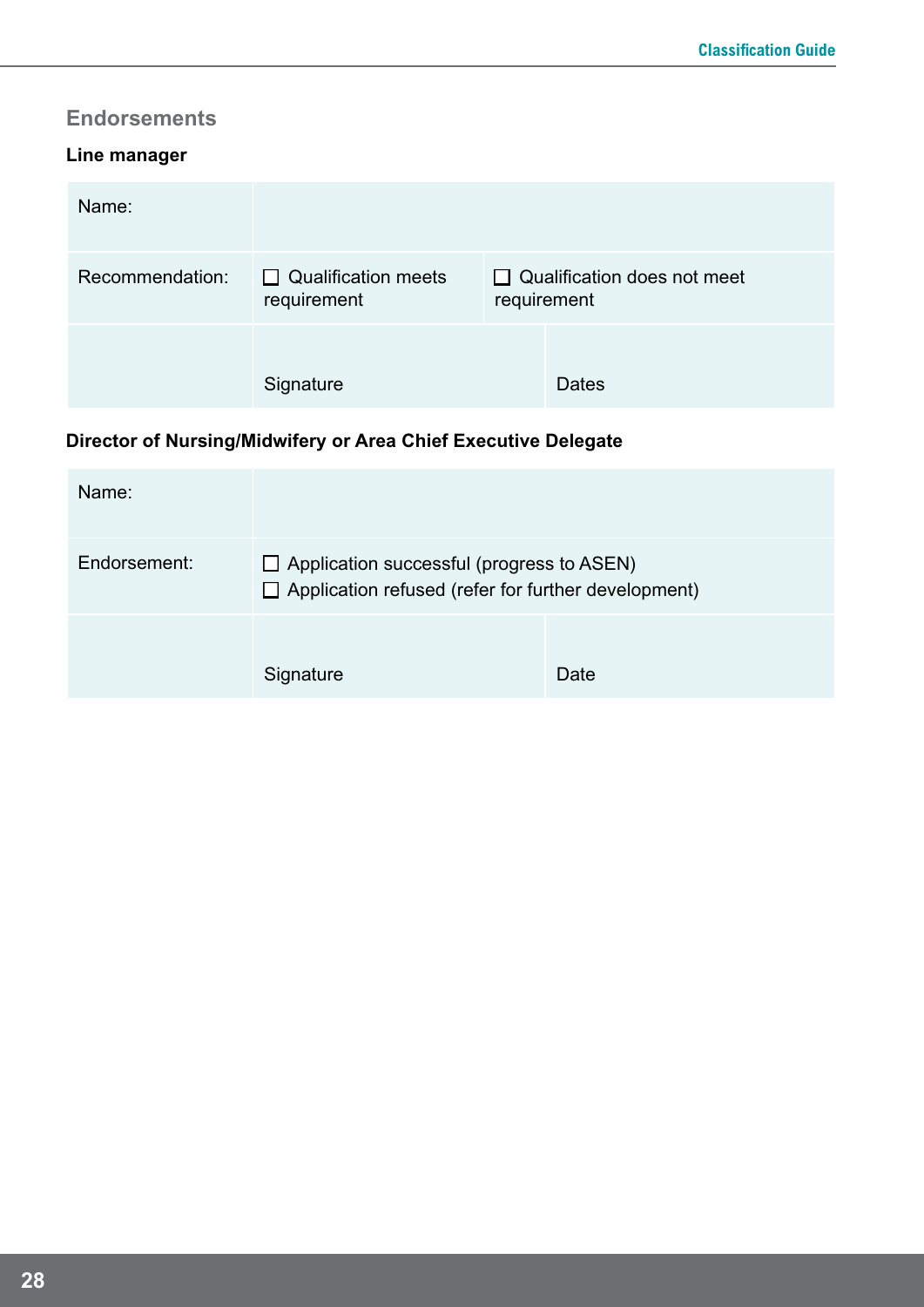## Endorsements

### Line manager

| Name: | | |
|---|---|---|
| Recommendation: | ☐ Qualification meets requirement | ☐ Qualification does not meet requirement |
| | Signature | Dates |

### Director of Nursing/Midwifery or Area Chief Executive Delegate

| Name: | | |
|---|---|---|
| Endorsement: | ☐ Application successful (progress to ASEN)<br>☐ Application refused (refer for further development) | |
| | Signature | Date |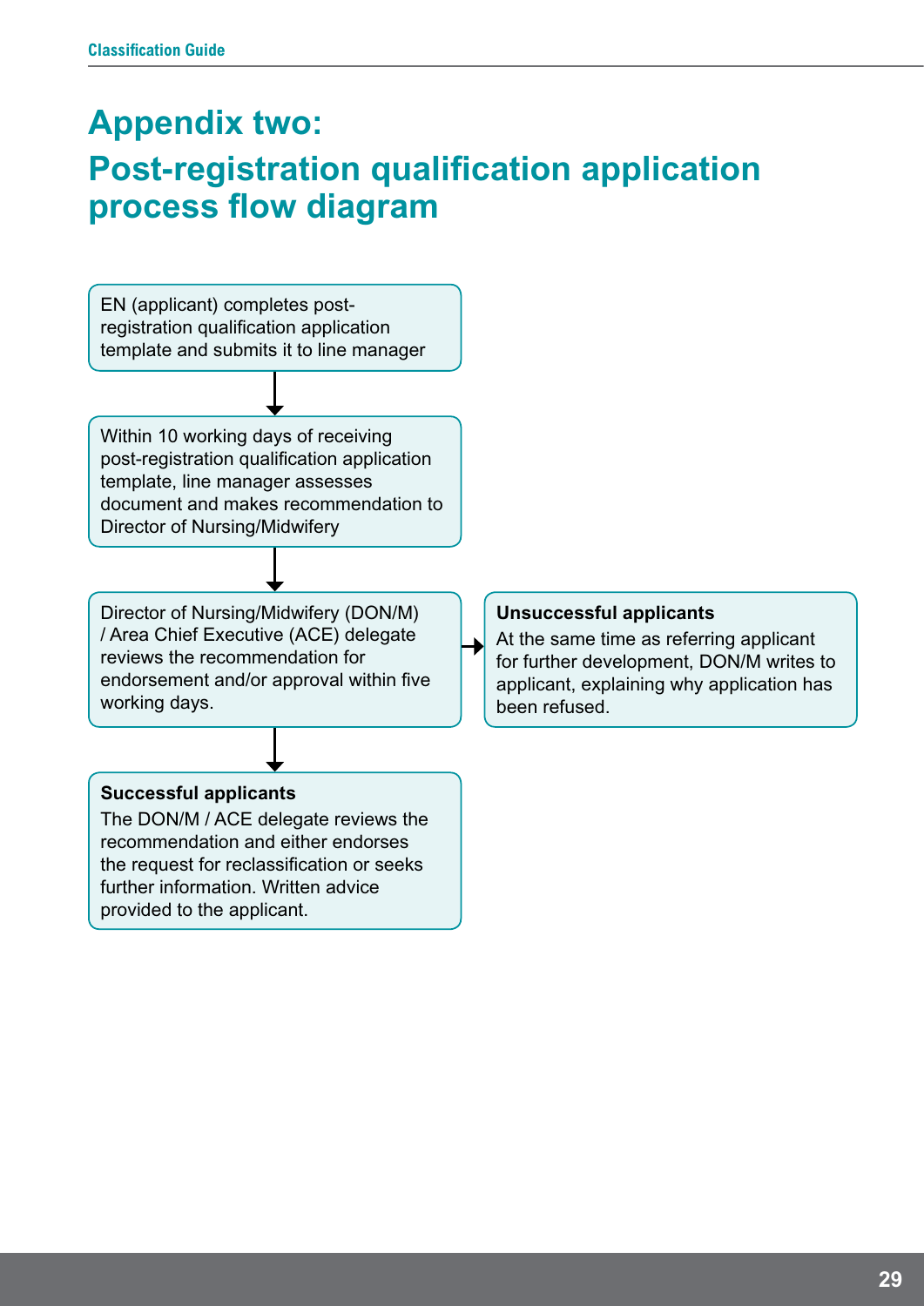# Appendix two: Post-registration qualification application process flow diagram

EN (applicant) completes post-registration qualification application template and submits it to line manager

↓

Within 10 working days of receiving post-registration qualification application template, line manager assesses document and makes recommendation to Director of Nursing/Midwifery

↓

Director of Nursing/Midwifery (DON/M) / Area Chief Executive (ACE) delegate reviews the recommendation for endorsement and/or approval within five working days.

→ **Unsuccessful applicants**
At the same time as referring applicant for further development, DON/M writes to applicant, explaining why application has been refused.

↓

**Successful applicants**
The DON/M / ACE delegate reviews the recommendation and either endorses the request for reclassification or seeks further information. Written advice provided to the applicant.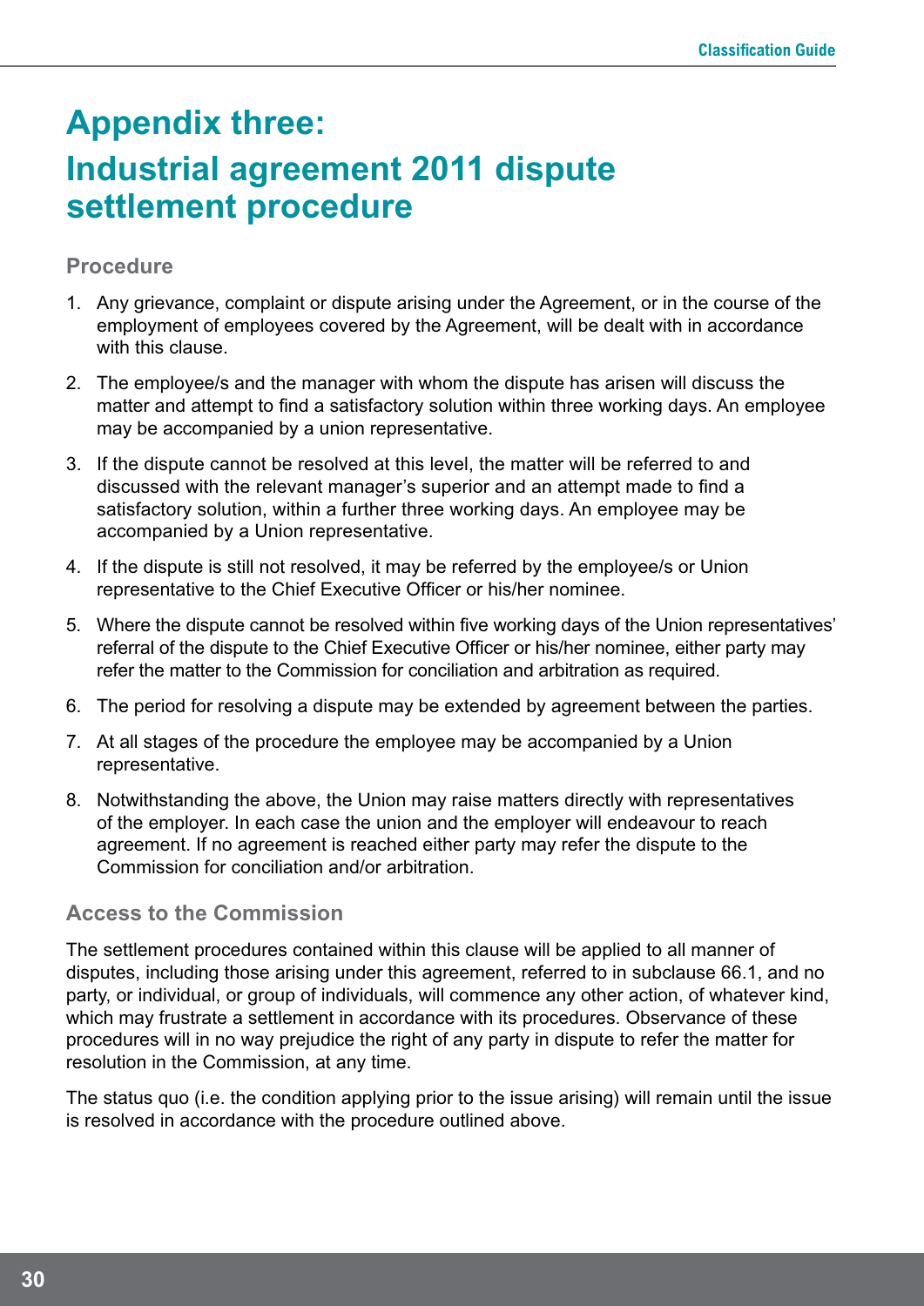# Appendix three:

# Industrial agreement 2011 dispute settlement procedure

## Procedure

1. Any grievance, complaint or dispute arising under the Agreement, or in the course of the employment of employees covered by the Agreement, will be dealt with in accordance with this clause.
2. The employee/s and the manager with whom the dispute has arisen will discuss the matter and attempt to find a satisfactory solution within three working days. An employee may be accompanied by a union representative.
3. If the dispute cannot be resolved at this level, the matter will be referred to and discussed with the relevant manager's superior and an attempt made to find a satisfactory solution, within a further three working days. An employee may be accompanied by a Union representative.
4. If the dispute is still not resolved, it may be referred by the employee/s or Union representative to the Chief Executive Officer or his/her nominee.
5. Where the dispute cannot be resolved within five working days of the Union representatives' referral of the dispute to the Chief Executive Officer or his/her nominee, either party may refer the matter to the Commission for conciliation and arbitration as required.
6. The period for resolving a dispute may be extended by agreement between the parties.
7. At all stages of the procedure the employee may be accompanied by a Union representative.
8. Notwithstanding the above, the Union may raise matters directly with representatives of the employer. In each case the union and the employer will endeavour to reach agreement. If no agreement is reached either party may refer the dispute to the Commission for conciliation and/or arbitration.

## Access to the Commission

The settlement procedures contained within this clause will be applied to all manner of disputes, including those arising under this agreement, referred to in subclause 66.1, and no party, or individual, or group of individuals, will commence any other action, of whatever kind, which may frustrate a settlement in accordance with its procedures. Observance of these procedures will in no way prejudice the right of any party in dispute to refer the matter for resolution in the Commission, at any time.

The status quo (i.e. the condition applying prior to the issue arising) will remain until the issue is resolved in accordance with the procedure outlined above.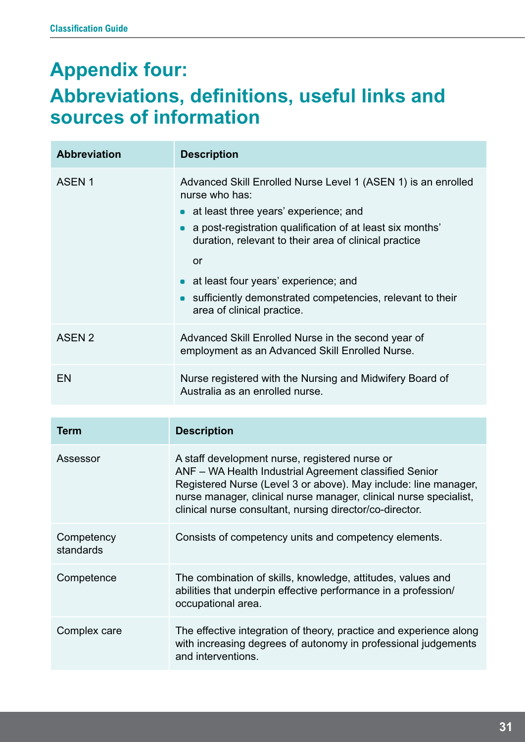# Appendix four:

## Abbreviations, definitions, useful links and sources of information

| Abbreviation | Description |
|---|---|
| ASEN 1 | Advanced Skill Enrolled Nurse Level 1 (ASEN 1) is an enrolled nurse who has: <br>• at least three years' experience; and <br>• a post-registration qualification of at least six months' duration, relevant to their area of clinical practice <br>or <br>• at least four years' experience; and <br>• sufficiently demonstrated competencies, relevant to their area of clinical practice. |
| ASEN 2 | Advanced Skill Enrolled Nurse in the second year of employment as an Advanced Skill Enrolled Nurse. |
| EN | Nurse registered with the Nursing and Midwifery Board of Australia as an enrolled nurse. |

| Term | Description |
|---|---|
| Assessor | A staff development nurse, registered nurse or ANF – WA Health Industrial Agreement classified Senior Registered Nurse (Level 3 or above). May include: line manager, nurse manager, clinical nurse manager, clinical nurse specialist, clinical nurse consultant, nursing director/co-director. |
| Competency standards | Consists of competency units and competency elements. |
| Competence | The combination of skills, knowledge, attitudes, values and abilities that underpin effective performance in a profession/occupational area. |
| Complex care | The effective integration of theory, practice and experience along with increasing degrees of autonomy in professional judgements and interventions. |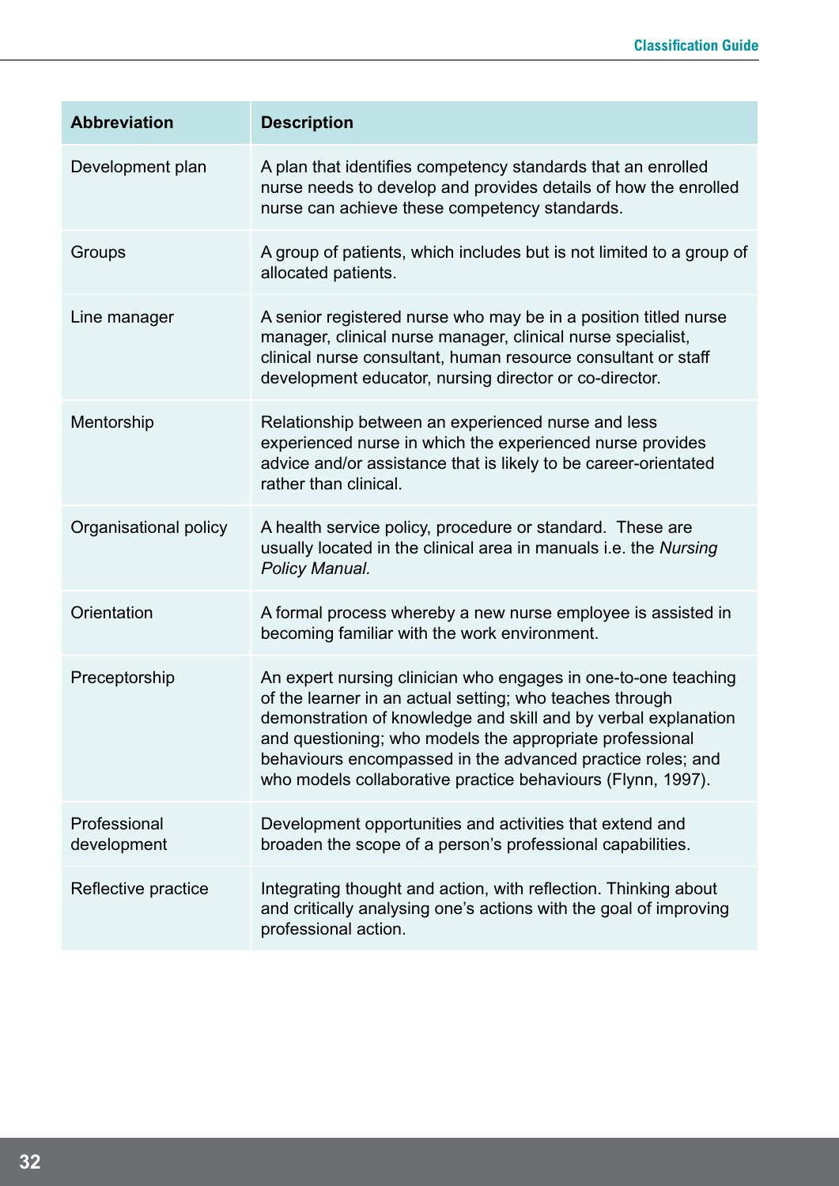| Abbreviation | Description |
|---|---|
| Development plan | A plan that identifies competency standards that an enrolled nurse needs to develop and provides details of how the enrolled nurse can achieve these competency standards. |
| Groups | A group of patients, which includes but is not limited to a group of allocated patients. |
| Line manager | A senior registered nurse who may be in a position titled nurse manager, clinical nurse manager, clinical nurse specialist, clinical nurse consultant, human resource consultant or staff development educator, nursing director or co-director. |
| Mentorship | Relationship between an experienced nurse and less experienced nurse in which the experienced nurse provides advice and/or assistance that is likely to be career-orientated rather than clinical. |
| Organisational policy | A health service policy, procedure or standard. These are usually located in the clinical area in manuals i.e. the *Nursing Policy Manual.* |
| Orientation | A formal process whereby a new nurse employee is assisted in becoming familiar with the work environment. |
| Preceptorship | An expert nursing clinician who engages in one-to-one teaching of the learner in an actual setting; who teaches through demonstration of knowledge and skill and by verbal explanation and questioning; who models the appropriate professional behaviours encompassed in the advanced practice roles; and who models collaborative practice behaviours (Flynn, 1997). |
| Professional development | Development opportunities and activities that extend and broaden the scope of a person's professional capabilities. |
| Reflective practice | Integrating thought and action, with reflection. Thinking about and critically analysing one's actions with the goal of improving professional action. |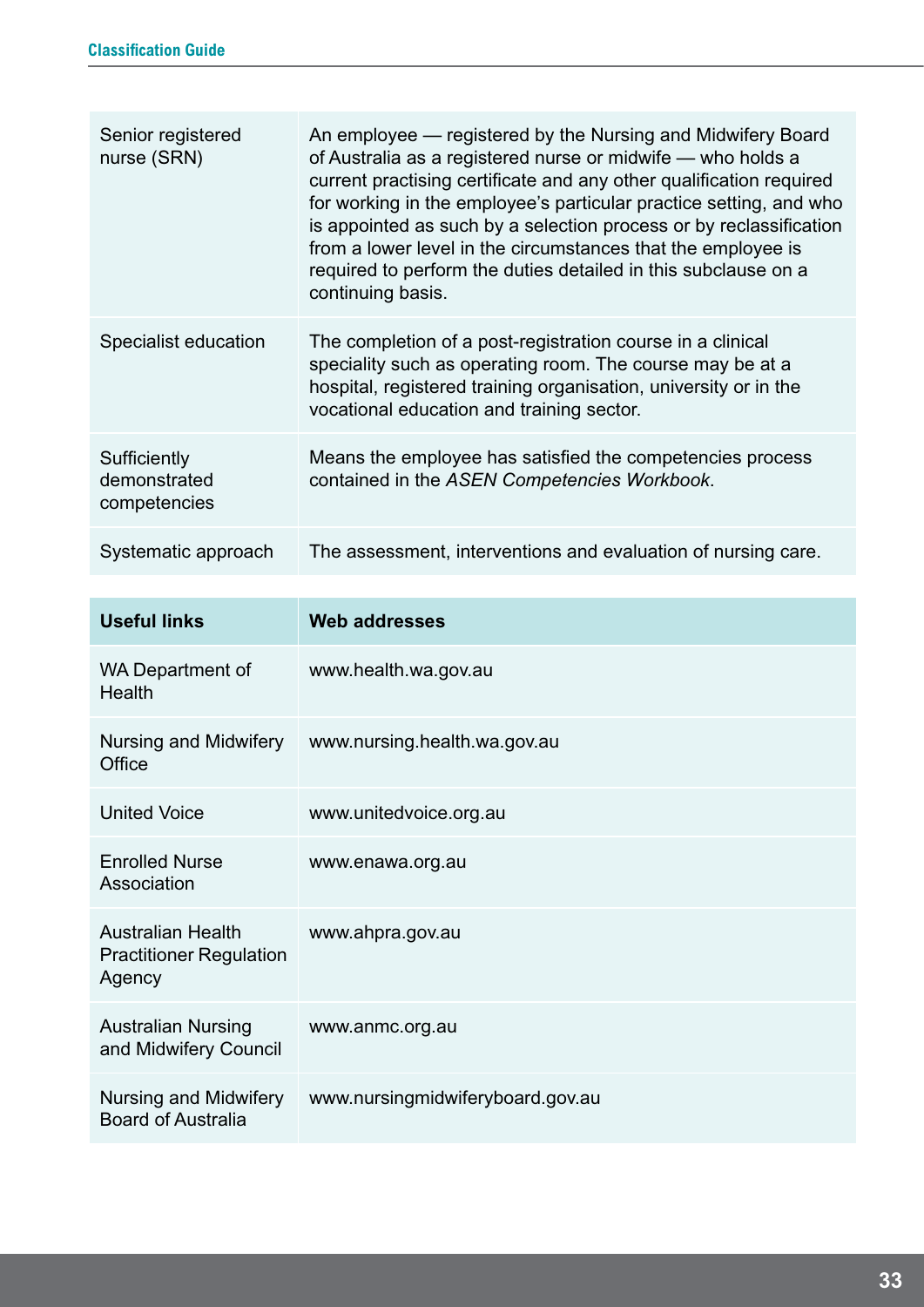| | |
|---|---|
| Senior registered nurse (SRN) | An employee — registered by the Nursing and Midwifery Board of Australia as a registered nurse or midwife — who holds a current practising certificate and any other qualification required for working in the employee's particular practice setting, and who is appointed as such by a selection process or by reclassification from a lower level in the circumstances that the employee is required to perform the duties detailed in this subclause on a continuing basis. |
| Specialist education | The completion of a post-registration course in a clinical speciality such as operating room. The course may be at a hospital, registered training organisation, university or in the vocational education and training sector. |
| Sufficiently demonstrated competencies | Means the employee has satisfied the competencies process contained in the *ASEN Competencies Workbook*. |
| Systematic approach | The assessment, interventions and evaluation of nursing care. |

| Useful links | Web addresses |
|---|---|
| WA Department of Health | www.health.wa.gov.au |
| Nursing and Midwifery Office | www.nursing.health.wa.gov.au |
| United Voice | www.unitedvoice.org.au |
| Enrolled Nurse Association | www.enawa.org.au |
| Australian Health Practitioner Regulation Agency | www.ahpra.gov.au |
| Australian Nursing and Midwifery Council | www.anmc.org.au |
| Nursing and Midwifery Board of Australia | www.nursingmidwiferyboard.gov.au |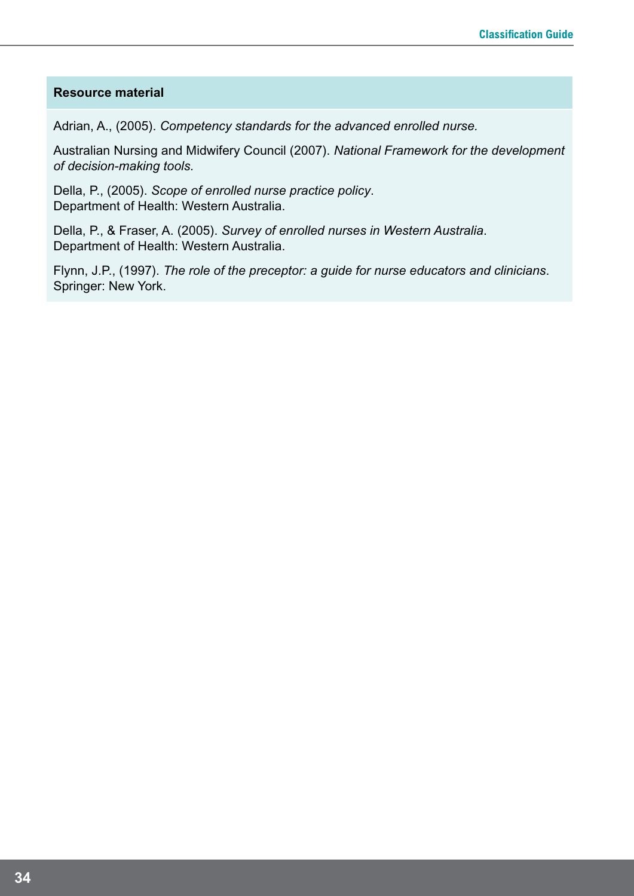## Resource material

Adrian, A., (2005). *Competency standards for the advanced enrolled nurse.*

Australian Nursing and Midwifery Council (2007). *National Framework for the development of decision-making tools.*

Della, P., (2005). *Scope of enrolled nurse practice policy*.
Department of Health: Western Australia.

Della, P., & Fraser, A. (2005). *Survey of enrolled nurses in Western Australia*.
Department of Health: Western Australia.

Flynn, J.P., (1997). *The role of the preceptor: a guide for nurse educators and clinicians*.
Springer: New York.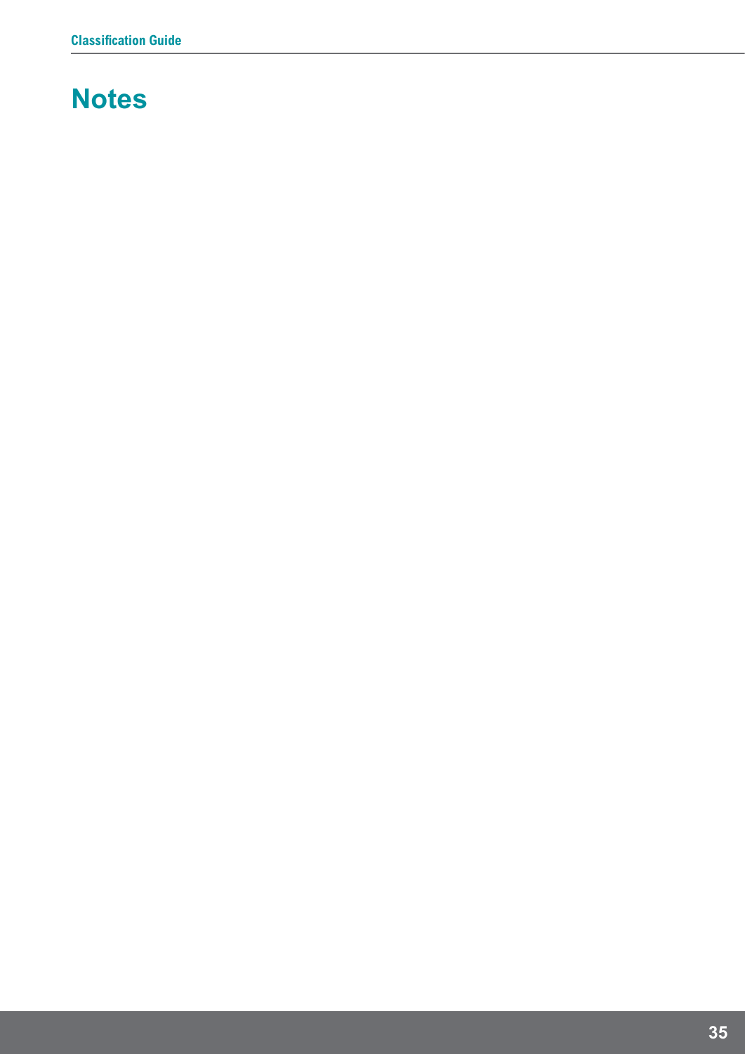# Notes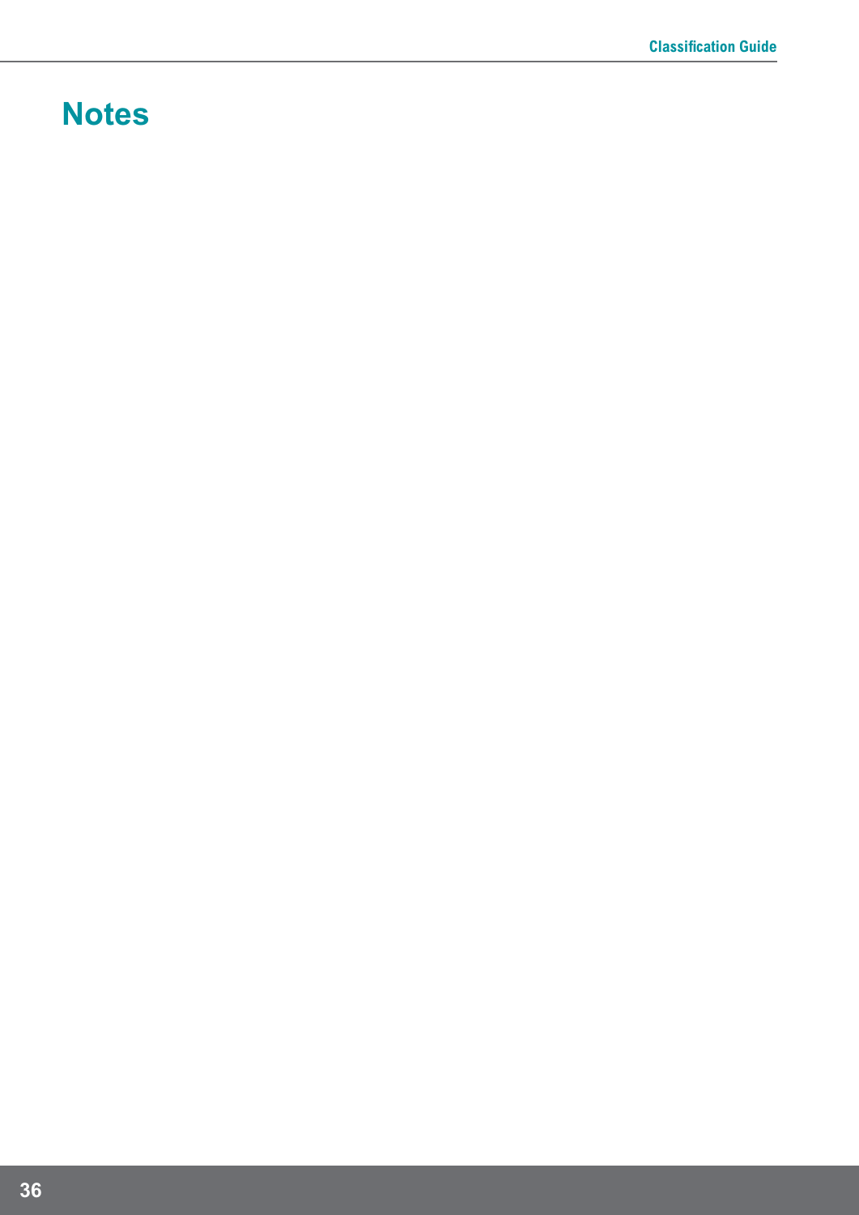# Notes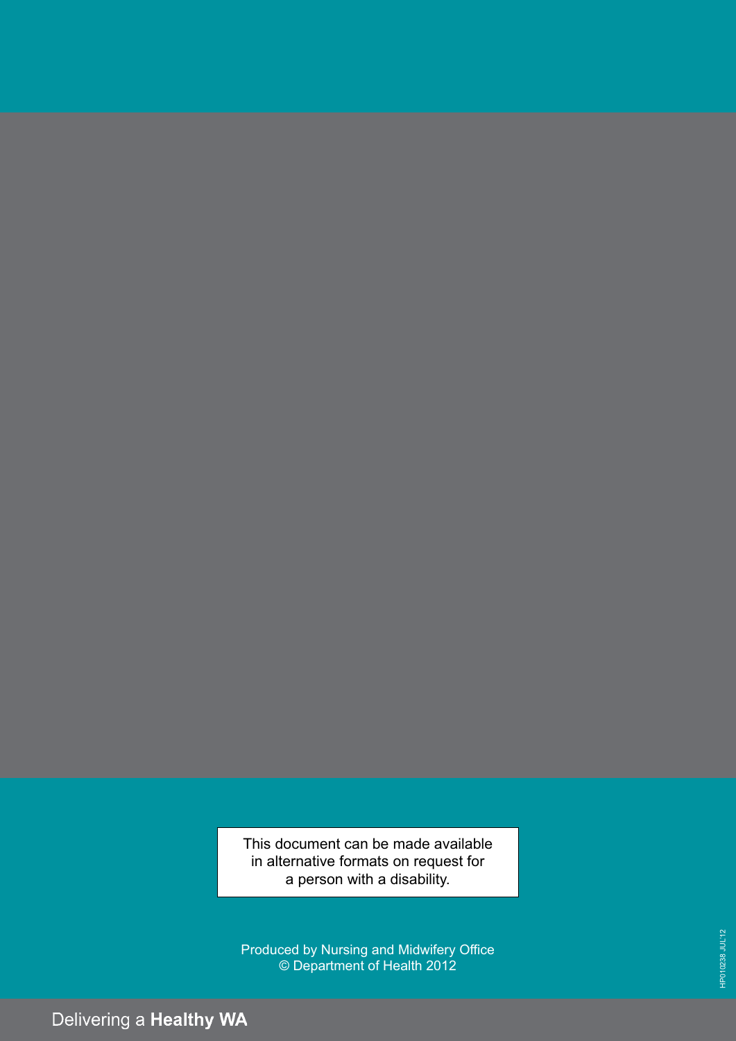This document can be made available in alternative formats on request for a person with a disability.

Produced by Nursing and Midwifery Office
© Department of Health 2012

HP010238 JUL'12

Delivering a **Healthy WA**